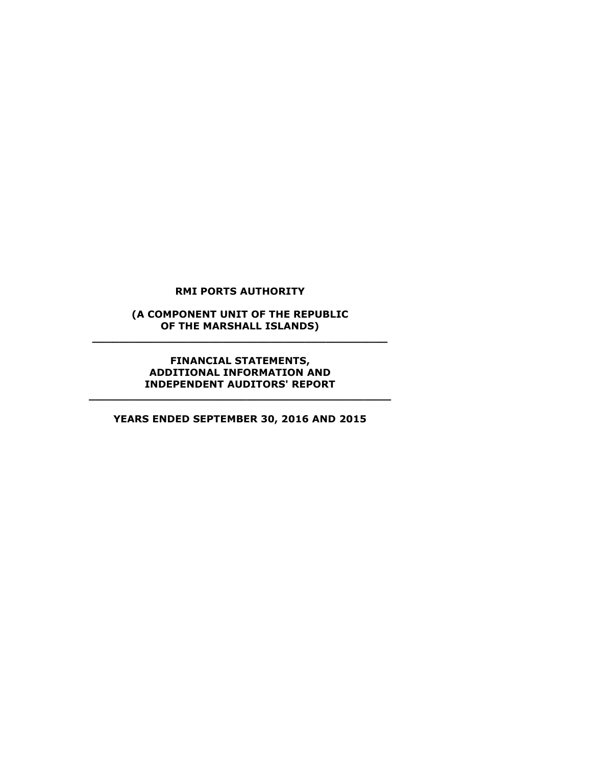# RMI PORTS AUTHORITY

## (A COMPONENT UNIT OF THE REPUBLIC OF THE MARSHALL ISLANDS)

---

## FINANCIAL STATEMENTS, ADDITIONAL INFORMATION AND INDEPENDENT AUDITORS' REPORT

---

## YEARS ENDED SEPTEMBER 30, 2016 AND 2015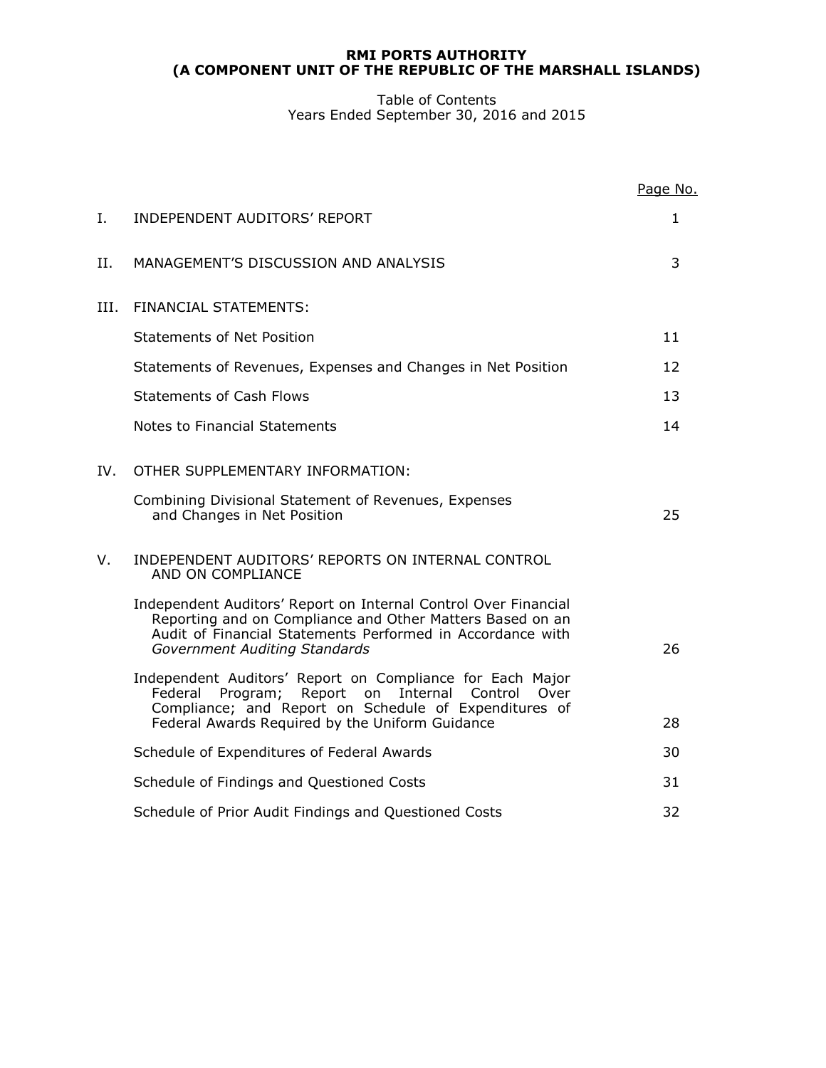# RMI PORTS AUTHORITY
## (A COMPONENT UNIT OF THE REPUBLIC OF THE MARSHALL ISLANDS)

Table of Contents
Years Ended September 30, 2016 and 2015

| | | Page No. |
|---|---|---|
| I. | INDEPENDENT AUDITORS' REPORT | 1 |
| II. | MANAGEMENT'S DISCUSSION AND ANALYSIS | 3 |
| III. | FINANCIAL STATEMENTS: | |
| | Statements of Net Position | 11 |
| | Statements of Revenues, Expenses and Changes in Net Position | 12 |
| | Statements of Cash Flows | 13 |
| | Notes to Financial Statements | 14 |
| IV. | OTHER SUPPLEMENTARY INFORMATION: | |
| | Combining Divisional Statement of Revenues, Expenses and Changes in Net Position | 25 |
| V. | INDEPENDENT AUDITORS' REPORTS ON INTERNAL CONTROL AND ON COMPLIANCE | |
| | Independent Auditors' Report on Internal Control Over Financial Reporting and on Compliance and Other Matters Based on an Audit of Financial Statements Performed in Accordance with *Government Auditing Standards* | 26 |
| | Independent Auditors' Report on Compliance for Each Major Federal Program; Report on Internal Control Over Compliance; and Report on Schedule of Expenditures of Federal Awards Required by the Uniform Guidance | 28 |
| | Schedule of Expenditures of Federal Awards | 30 |
| | Schedule of Findings and Questioned Costs | 31 |
| | Schedule of Prior Audit Findings and Questioned Costs | 32 |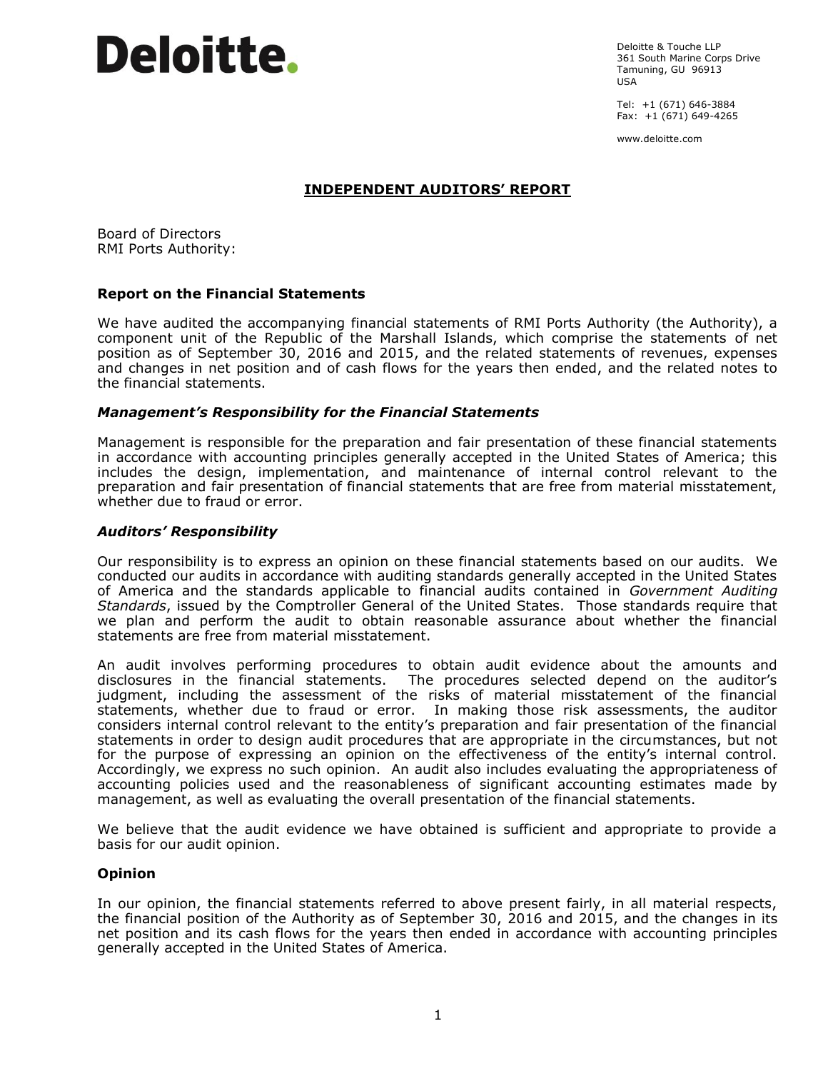Deloitte.

Deloitte & Touche LLP
361 South Marine Corps Drive
Tamuning, GU 96913
USA

Tel: +1 (671) 646-3884
Fax: +1 (671) 649-4265

www.deloitte.com

## INDEPENDENT AUDITORS' REPORT

Board of Directors
RMI Ports Authority:

### Report on the Financial Statements

We have audited the accompanying financial statements of RMI Ports Authority (the Authority), a component unit of the Republic of the Marshall Islands, which comprise the statements of net position as of September 30, 2016 and 2015, and the related statements of revenues, expenses and changes in net position and of cash flows for the years then ended, and the related notes to the financial statements.

### *Management's Responsibility for the Financial Statements*

Management is responsible for the preparation and fair presentation of these financial statements in accordance with accounting principles generally accepted in the United States of America; this includes the design, implementation, and maintenance of internal control relevant to the preparation and fair presentation of financial statements that are free from material misstatement, whether due to fraud or error.

### *Auditors' Responsibility*

Our responsibility is to express an opinion on these financial statements based on our audits. We conducted our audits in accordance with auditing standards generally accepted in the United States of America and the standards applicable to financial audits contained in *Government Auditing Standards*, issued by the Comptroller General of the United States. Those standards require that we plan and perform the audit to obtain reasonable assurance about whether the financial statements are free from material misstatement.

An audit involves performing procedures to obtain audit evidence about the amounts and disclosures in the financial statements. The procedures selected depend on the auditor's judgment, including the assessment of the risks of material misstatement of the financial statements, whether due to fraud or error. In making those risk assessments, the auditor considers internal control relevant to the entity's preparation and fair presentation of the financial statements in order to design audit procedures that are appropriate in the circumstances, but not for the purpose of expressing an opinion on the effectiveness of the entity's internal control. Accordingly, we express no such opinion. An audit also includes evaluating the appropriateness of accounting policies used and the reasonableness of significant accounting estimates made by management, as well as evaluating the overall presentation of the financial statements.

We believe that the audit evidence we have obtained is sufficient and appropriate to provide a basis for our audit opinion.

### Opinion

In our opinion, the financial statements referred to above present fairly, in all material respects, the financial position of the Authority as of September 30, 2016 and 2015, and the changes in its net position and its cash flows for the years then ended in accordance with accounting principles generally accepted in the United States of America.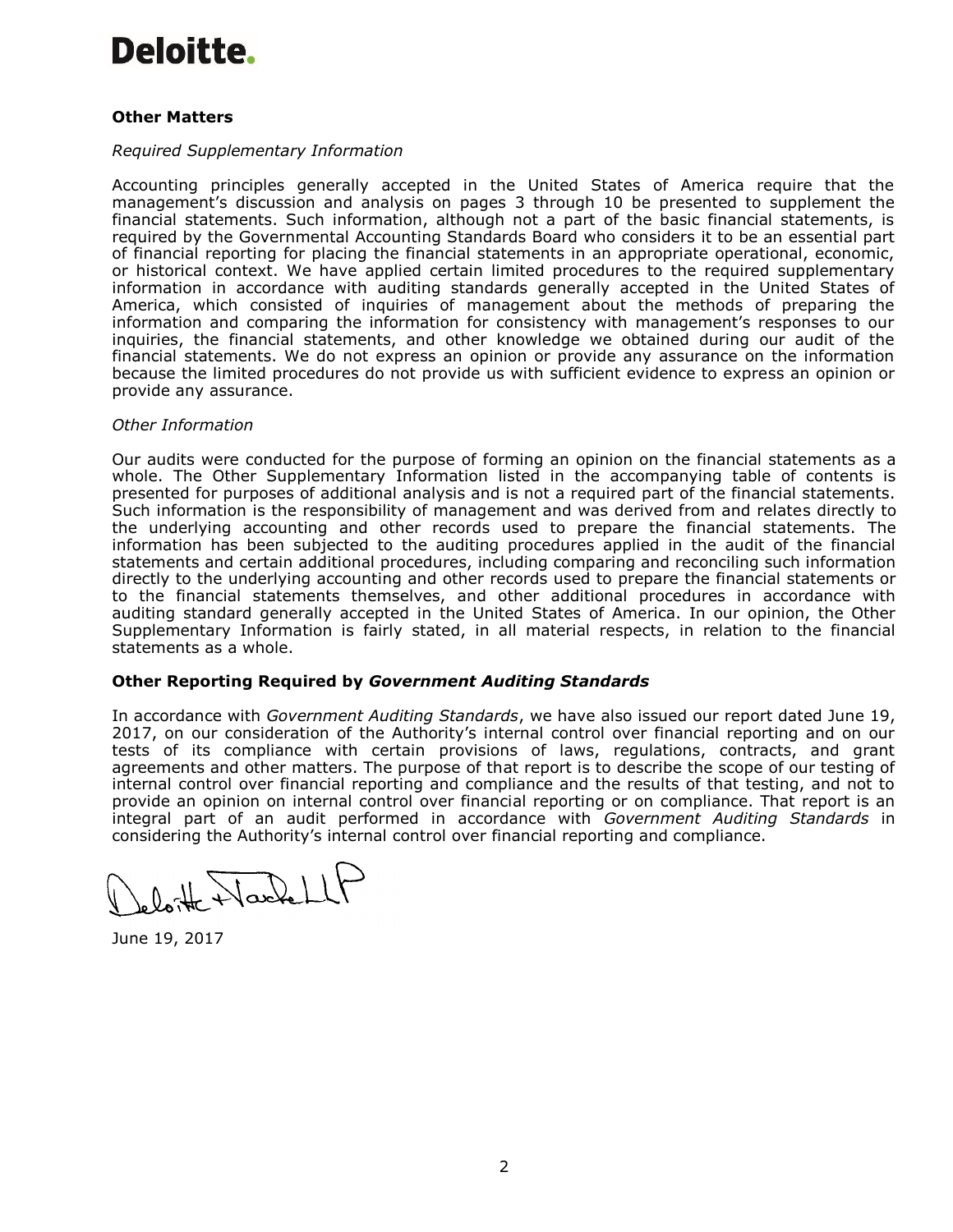**Deloitte.**

**Other Matters**

*Required Supplementary Information*

Accounting principles generally accepted in the United States of America require that the management's discussion and analysis on pages 3 through 10 be presented to supplement the financial statements. Such information, although not a part of the basic financial statements, is required by the Governmental Accounting Standards Board who considers it to be an essential part of financial reporting for placing the financial statements in an appropriate operational, economic, or historical context. We have applied certain limited procedures to the required supplementary information in accordance with auditing standards generally accepted in the United States of America, which consisted of inquiries of management about the methods of preparing the information and comparing the information for consistency with management's responses to our inquiries, the financial statements, and other knowledge we obtained during our audit of the financial statements. We do not express an opinion or provide any assurance on the information because the limited procedures do not provide us with sufficient evidence to express an opinion or provide any assurance.

*Other Information*

Our audits were conducted for the purpose of forming an opinion on the financial statements as a whole. The Other Supplementary Information listed in the accompanying table of contents is presented for purposes of additional analysis and is not a required part of the financial statements. Such information is the responsibility of management and was derived from and relates directly to the underlying accounting and other records used to prepare the financial statements. The information has been subjected to the auditing procedures applied in the audit of the financial statements and certain additional procedures, including comparing and reconciling such information directly to the underlying accounting and other records used to prepare the financial statements or to the financial statements themselves, and other additional procedures in accordance with auditing standard generally accepted in the United States of America. In our opinion, the Other Supplementary Information is fairly stated, in all material respects, in relation to the financial statements as a whole.

**Other Reporting Required by *Government Auditing Standards***

In accordance with *Government Auditing Standards*, we have also issued our report dated June 19, 2017, on our consideration of the Authority's internal control over financial reporting and on our tests of its compliance with certain provisions of laws, regulations, contracts, and grant agreements and other matters. The purpose of that report is to describe the scope of our testing of internal control over financial reporting and compliance and the results of that testing, and not to provide an opinion on internal control over financial reporting or on compliance. That report is an integral part of an audit performed in accordance with *Government Auditing Standards* in considering the Authority's internal control over financial reporting and compliance.

Deloitte & Touche LLP

June 19, 2017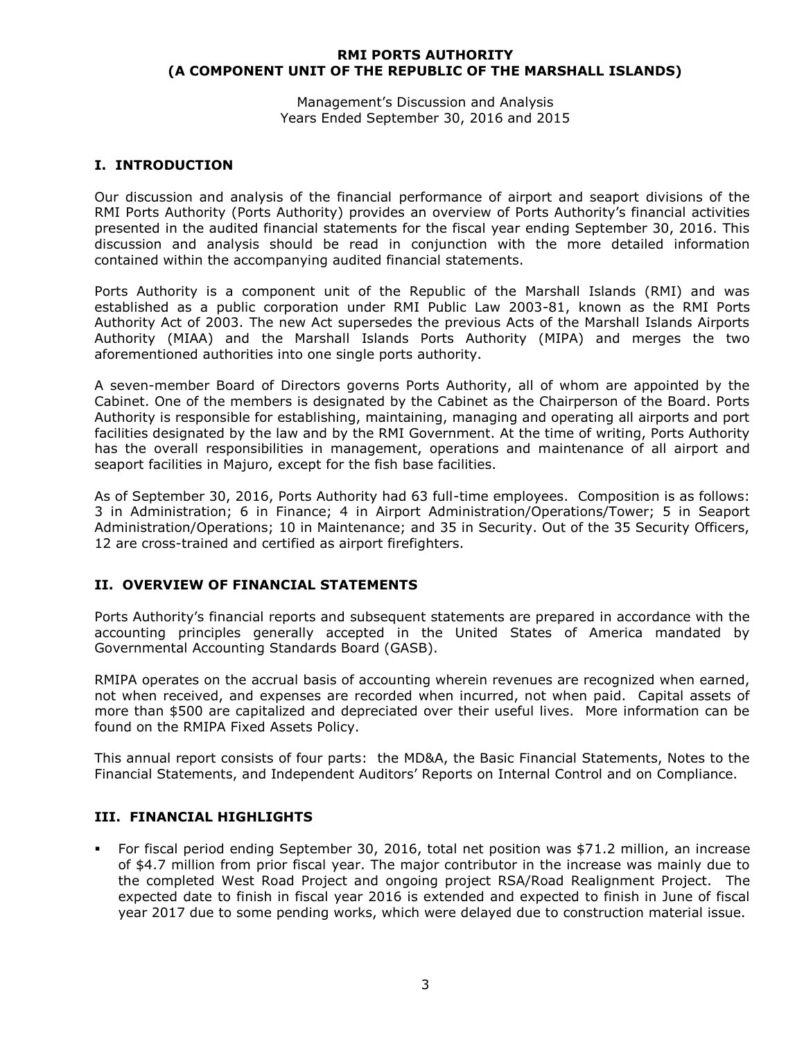**RMI PORTS AUTHORITY**
**(A COMPONENT UNIT OF THE REPUBLIC OF THE MARSHALL ISLANDS)**

Management's Discussion and Analysis
Years Ended September 30, 2016 and 2015

## I. INTRODUCTION

Our discussion and analysis of the financial performance of airport and seaport divisions of the RMI Ports Authority (Ports Authority) provides an overview of Ports Authority's financial activities presented in the audited financial statements for the fiscal year ending September 30, 2016. This discussion and analysis should be read in conjunction with the more detailed information contained within the accompanying audited financial statements.

Ports Authority is a component unit of the Republic of the Marshall Islands (RMI) and was established as a public corporation under RMI Public Law 2003-81, known as the RMI Ports Authority Act of 2003. The new Act supersedes the previous Acts of the Marshall Islands Airports Authority (MIAA) and the Marshall Islands Ports Authority (MIPA) and merges the two aforementioned authorities into one single ports authority.

A seven-member Board of Directors governs Ports Authority, all of whom are appointed by the Cabinet. One of the members is designated by the Cabinet as the Chairperson of the Board. Ports Authority is responsible for establishing, maintaining, managing and operating all airports and port facilities designated by the law and by the RMI Government. At the time of writing, Ports Authority has the overall responsibilities in management, operations and maintenance of all airport and seaport facilities in Majuro, except for the fish base facilities.

As of September 30, 2016, Ports Authority had 63 full-time employees. Composition is as follows: 3 in Administration; 6 in Finance; 4 in Airport Administration/Operations/Tower; 5 in Seaport Administration/Operations; 10 in Maintenance; and 35 in Security. Out of the 35 Security Officers, 12 are cross-trained and certified as airport firefighters.

## II. OVERVIEW OF FINANCIAL STATEMENTS

Ports Authority's financial reports and subsequent statements are prepared in accordance with the accounting principles generally accepted in the United States of America mandated by Governmental Accounting Standards Board (GASB).

RMIPA operates on the accrual basis of accounting wherein revenues are recognized when earned, not when received, and expenses are recorded when incurred, not when paid. Capital assets of more than $500 are capitalized and depreciated over their useful lives. More information can be found on the RMIPA Fixed Assets Policy.

This annual report consists of four parts: the MD&A, the Basic Financial Statements, Notes to the Financial Statements, and Independent Auditors' Reports on Internal Control and on Compliance.

## III. FINANCIAL HIGHLIGHTS

- For fiscal period ending September 30, 2016, total net position was $71.2 million, an increase of $4.7 million from prior fiscal year. The major contributor in the increase was mainly due to the completed West Road Project and ongoing project RSA/Road Realignment Project. The expected date to finish in fiscal year 2016 is extended and expected to finish in June of fiscal year 2017 due to some pending works, which were delayed due to construction material issue.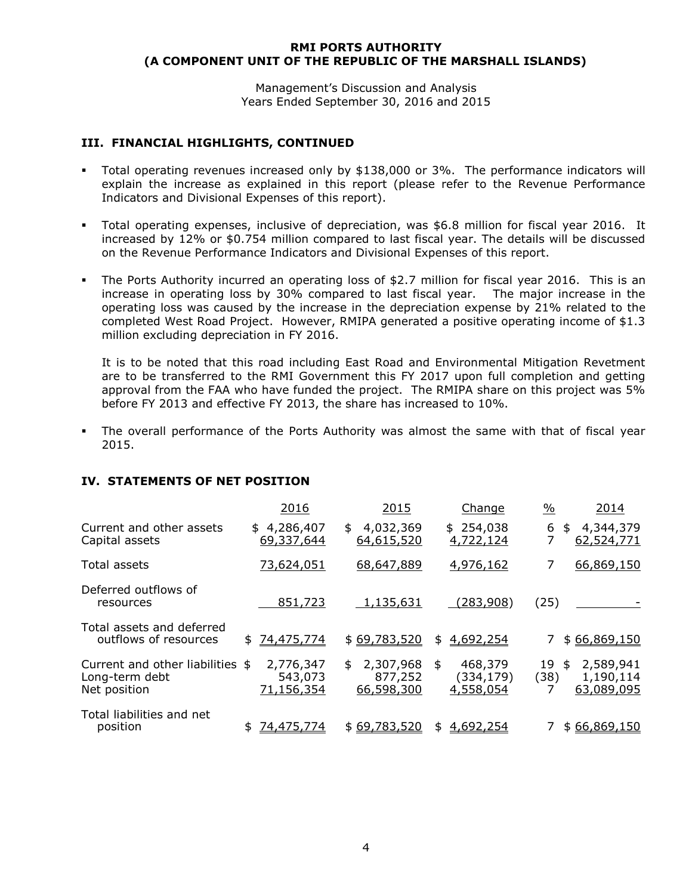**RMI PORTS AUTHORITY**
**(A COMPONENT UNIT OF THE REPUBLIC OF THE MARSHALL ISLANDS)**

Management's Discussion and Analysis
Years Ended September 30, 2016 and 2015

## III. FINANCIAL HIGHLIGHTS, CONTINUED

- Total operating revenues increased only by $138,000 or 3%. The performance indicators will explain the increase as explained in this report (please refer to the Revenue Performance Indicators and Divisional Expenses of this report).
- Total operating expenses, inclusive of depreciation, was $6.8 million for fiscal year 2016. It increased by 12% or $0.754 million compared to last fiscal year. The details will be discussed on the Revenue Performance Indicators and Divisional Expenses of this report.
- The Ports Authority incurred an operating loss of $2.7 million for fiscal year 2016. This is an increase in operating loss by 30% compared to last fiscal year. The major increase in the operating loss was caused by the increase in the depreciation expense by 21% related to the completed West Road Project. However, RMIPA generated a positive operating income of $1.3 million excluding depreciation in FY 2016.

  It is to be noted that this road including East Road and Environmental Mitigation Revetment are to be transferred to the RMI Government this FY 2017 upon full completion and getting approval from the FAA who have funded the project. The RMIPA share on this project was 5% before FY 2013 and effective FY 2013, the share has increased to 10%.
- The overall performance of the Ports Authority was almost the same with that of fiscal year 2015.

## IV. STATEMENTS OF NET POSITION

| | 2016 | 2015 | Change | % | 2014 |
|---|---|---|---|---|---|
| Current and other assets | $ 4,286,407 | $ 4,032,369 | $ 254,038 | 6 | $ 4,344,379 |
| Capital assets | 69,337,644 | 64,615,520 | 4,722,124 | 7 | 62,524,771 |
| Total assets | 73,624,051 | 68,647,889 | 4,976,162 | 7 | 66,869,150 |
| Deferred outflows of resources | 851,723 | 1,135,631 | (283,908) | (25) | - |
| Total assets and deferred outflows of resources | $ 74,475,774 | $ 69,783,520 | $ 4,692,254 | 7 | $ 66,869,150 |
| Current and other liabilities | $ 2,776,347 | $ 2,307,968 | $ 468,379 | 19 | $ 2,589,941 |
| Long-term debt | 543,073 | 877,252 | (334,179) | (38) | 1,190,114 |
| Net position | 71,156,354 | 66,598,300 | 4,558,054 | 7 | 63,089,095 |
| Total liabilities and net position | $ 74,475,774 | $ 69,783,520 | $ 4,692,254 | 7 | $ 66,869,150 |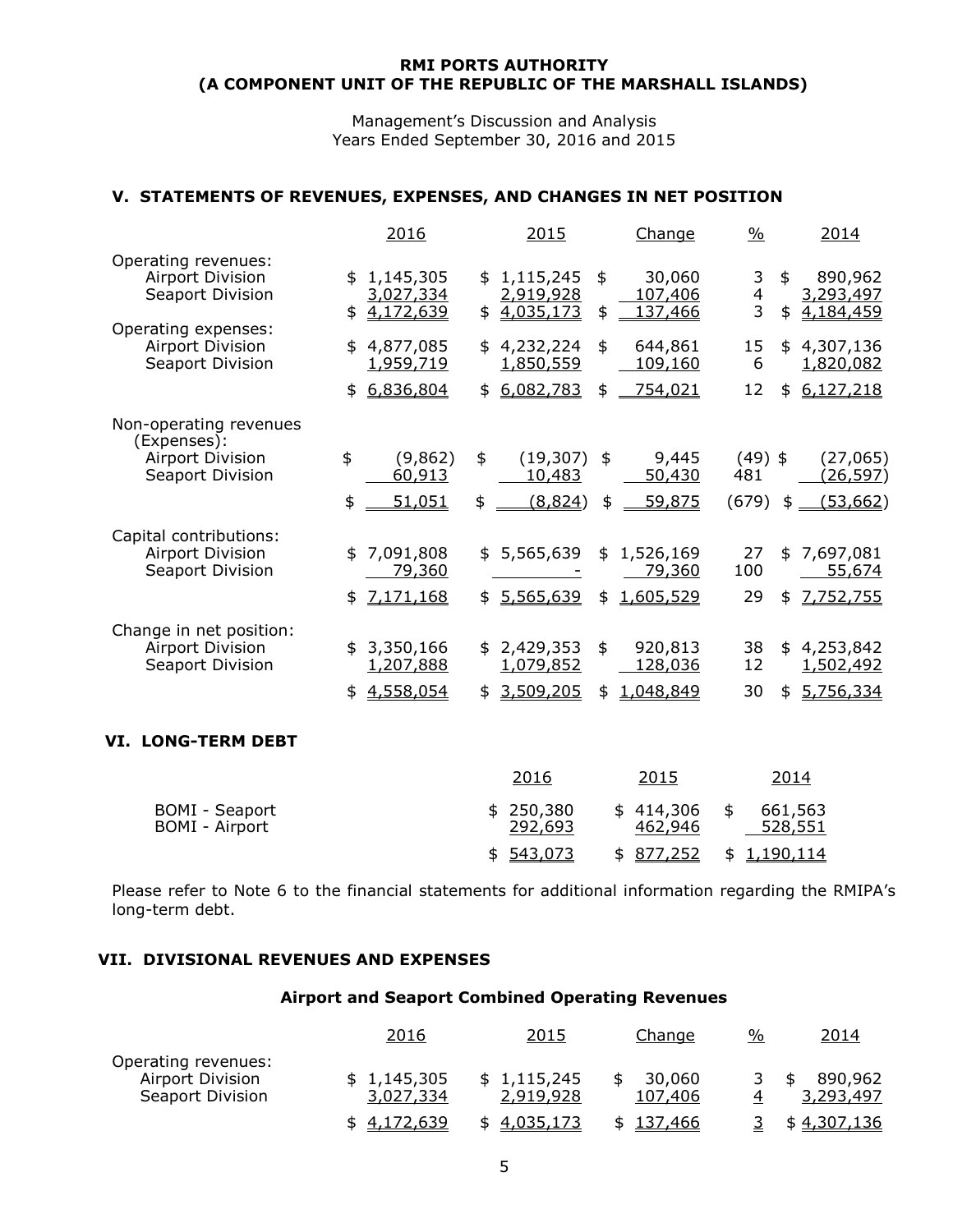**RMI PORTS AUTHORITY**
**(A COMPONENT UNIT OF THE REPUBLIC OF THE MARSHALL ISLANDS)**

Management's Discussion and Analysis
Years Ended September 30, 2016 and 2015

## V. STATEMENTS OF REVENUES, EXPENSES, AND CHANGES IN NET POSITION

| | 2016 | 2015 | Change | % | 2014 |
|---|---|---|---|---|---|
| Operating revenues: | | | | | |
| Airport Division | $ 1,145,305 | $ 1,115,245 | $ 30,060 | 3 | $ 890,962 |
| Seaport Division | 3,027,334 | 2,919,928 | 107,406 | 4 | 3,293,497 |
| | $ 4,172,639 | $ 4,035,173 | $ 137,466 | 3 | $ 4,184,459 |
| Operating expenses: | | | | | |
| Airport Division | $ 4,877,085 | $ 4,232,224 | $ 644,861 | 15 | $ 4,307,136 |
| Seaport Division | 1,959,719 | 1,850,559 | 109,160 | 6 | 1,820,082 |
| | $ 6,836,804 | $ 6,082,783 | $ 754,021 | 12 | $ 6,127,218 |
| Non-operating revenues (Expenses): | | | | | |
| Airport Division | $ (9,862) | $ (19,307) | $ 9,445 | (49) | $ (27,065) |
| Seaport Division | 60,913 | 10,483 | 50,430 | 481 | (26,597) |
| | $ 51,051 | $ (8,824) | $ 59,875 | (679) | $ (53,662) |
| Capital contributions: | | | | | |
| Airport Division | $ 7,091,808 | $ 5,565,639 | $ 1,526,169 | 27 | $ 7,697,081 |
| Seaport Division | 79,360 | - | 79,360 | 100 | 55,674 |
| | $ 7,171,168 | $ 5,565,639 | $ 1,605,529 | 29 | $ 7,752,755 |
| Change in net position: | | | | | |
| Airport Division | $ 3,350,166 | $ 2,429,353 | $ 920,813 | 38 | $ 4,253,842 |
| Seaport Division | 1,207,888 | 1,079,852 | 128,036 | 12 | 1,502,492 |
| | $ 4,558,054 | $ 3,509,205 | $ 1,048,849 | 30 | $ 5,756,334 |

## VI. LONG-TERM DEBT

| | 2016 | 2015 | 2014 |
|---|---|---|---|
| BOMI - Seaport | $ 250,380 | $ 414,306 | $ 661,563 |
| BOMI - Airport | 292,693 | 462,946 | 528,551 |
| | $ 543,073 | $ 877,252 | $ 1,190,114 |

Please refer to Note 6 to the financial statements for additional information regarding the RMIPA's long-term debt.

## VII. DIVISIONAL REVENUES AND EXPENSES

### Airport and Seaport Combined Operating Revenues

| | 2016 | 2015 | Change | % | 2014 |
|---|---|---|---|---|---|
| Operating revenues: | | | | | |
| Airport Division | $ 1,145,305 | $ 1,115,245 | $ 30,060 | 3 | $ 890,962 |
| Seaport Division | 3,027,334 | 2,919,928 | 107,406 | 4 | 3,293,497 |
| | $ 4,172,639 | $ 4,035,173 | $ 137,466 | 3 | $ 4,307,136 |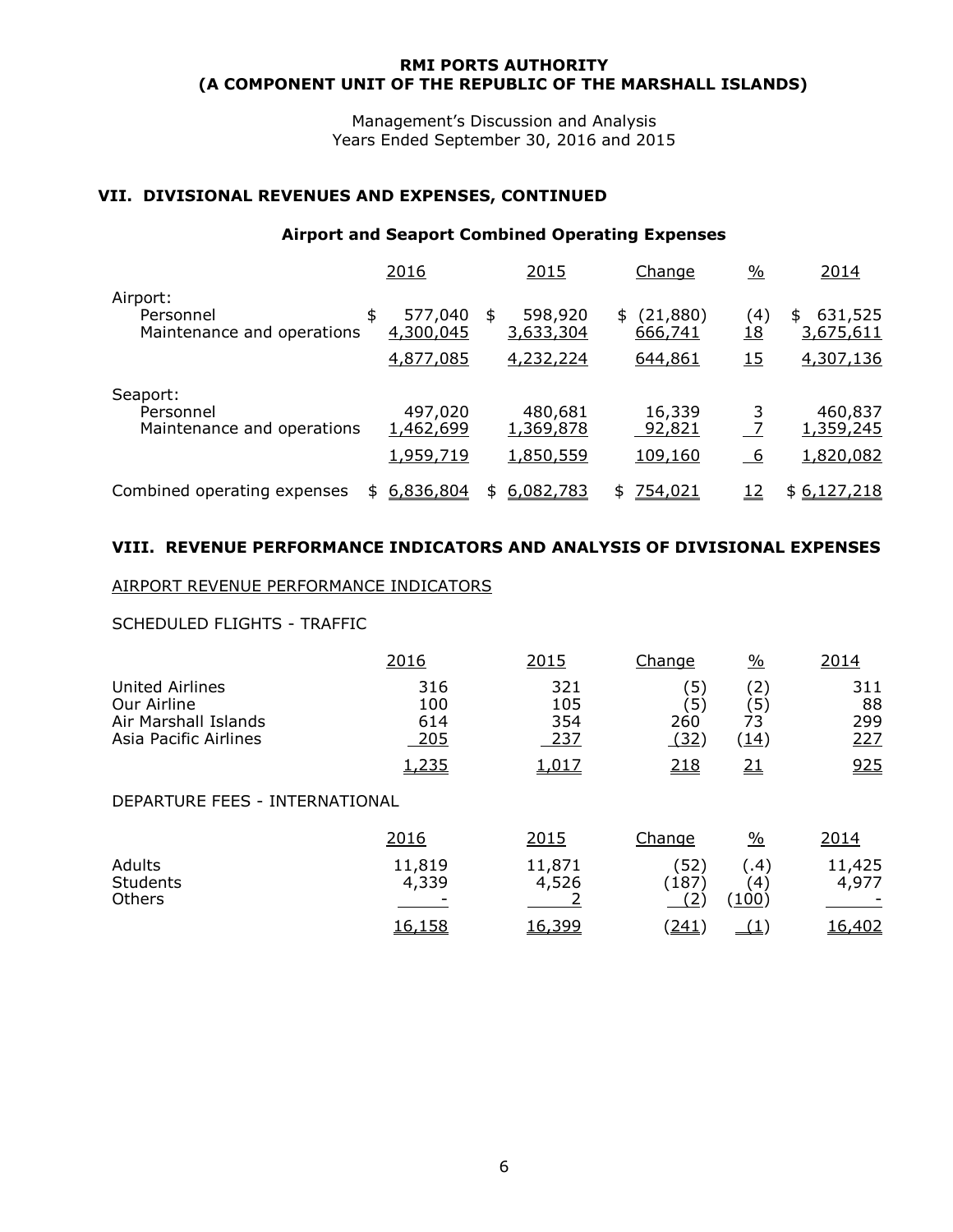**RMI PORTS AUTHORITY**
**(A COMPONENT UNIT OF THE REPUBLIC OF THE MARSHALL ISLANDS)**

Management's Discussion and Analysis
Years Ended September 30, 2016 and 2015

## VII. DIVISIONAL REVENUES AND EXPENSES, CONTINUED

### Airport and Seaport Combined Operating Expenses

| | 2016 | 2015 | Change | % | 2014 |
|---|---|---|---|---|---|
| Airport: | | | | | |
| Personnel | $ 577,040 | $ 598,920 | $ (21,880) | (4) | $ 631,525 |
| Maintenance and operations | 4,300,045 | 3,633,304 | 666,741 | 18 | 3,675,611 |
| | 4,877,085 | 4,232,224 | 644,861 | 15 | 4,307,136 |
| Seaport: | | | | | |
| Personnel | 497,020 | 480,681 | 16,339 | 3 | 460,837 |
| Maintenance and operations | 1,462,699 | 1,369,878 | 92,821 | 7 | 1,359,245 |
| | 1,959,719 | 1,850,559 | 109,160 | 6 | 1,820,082 |
| Combined operating expenses | $ 6,836,804 | $ 6,082,783 | $ 754,021 | 12 | $ 6,127,218 |

## VIII. REVENUE PERFORMANCE INDICATORS AND ANALYSIS OF DIVISIONAL EXPENSES

AIRPORT REVENUE PERFORMANCE INDICATORS

SCHEDULED FLIGHTS - TRAFFIC

| | 2016 | 2015 | Change | % | 2014 |
|---|---|---|---|---|---|
| United Airlines | 316 | 321 | (5) | (2) | 311 |
| Our Airline | 100 | 105 | (5) | (5) | 88 |
| Air Marshall Islands | 614 | 354 | 260 | 73 | 299 |
| Asia Pacific Airlines | 205 | 237 | (32) | (14) | 227 |
| | 1,235 | 1,017 | 218 | 21 | 925 |

DEPARTURE FEES - INTERNATIONAL

| | 2016 | 2015 | Change | % | 2014 |
|---|---|---|---|---|---|
| Adults | 11,819 | 11,871 | (52) | (.4) | 11,425 |
| Students | 4,339 | 4,526 | (187) | (4) | 4,977 |
| Others | - | 2 | (2) | (100) | - |
| | 16,158 | 16,399 | (241) | (1) | 16,402 |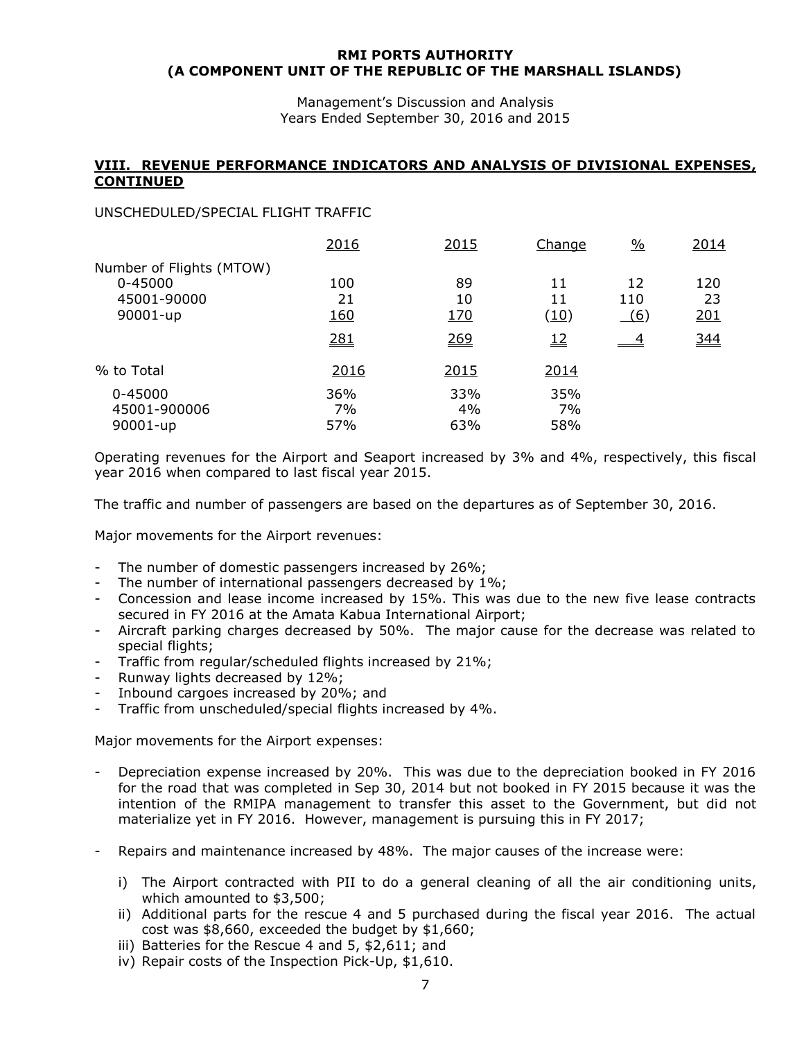**RMI PORTS AUTHORITY**
**(A COMPONENT UNIT OF THE REPUBLIC OF THE MARSHALL ISLANDS)**

Management's Discussion and Analysis
Years Ended September 30, 2016 and 2015

## VIII. REVENUE PERFORMANCE INDICATORS AND ANALYSIS OF DIVISIONAL EXPENSES, CONTINUED

UNSCHEDULED/SPECIAL FLIGHT TRAFFIC

| | 2016 | 2015 | Change | % | 2014 |
|---|---|---|---|---|---|
| Number of Flights (MTOW) | | | | | |
| 0-45000 | 100 | 89 | 11 | 12 | 120 |
| 45001-90000 | 21 | 10 | 11 | 110 | 23 |
| 90001-up | 160 | 170 | (10) | (6) | 201 |
| | 281 | 269 | 12 | 4 | 344 |

| % to Total | 2016 | 2015 | 2014 |
|---|---|---|---|
| 0-45000 | 36% | 33% | 35% |
| 45001-900006 | 7% | 4% | 7% |
| 90001-up | 57% | 63% | 58% |

Operating revenues for the Airport and Seaport increased by 3% and 4%, respectively, this fiscal year 2016 when compared to last fiscal year 2015.

The traffic and number of passengers are based on the departures as of September 30, 2016.

Major movements for the Airport revenues:

- The number of domestic passengers increased by 26%;
- The number of international passengers decreased by 1%;
- Concession and lease income increased by 15%. This was due to the new five lease contracts secured in FY 2016 at the Amata Kabua International Airport;
- Aircraft parking charges decreased by 50%. The major cause for the decrease was related to special flights;
- Traffic from regular/scheduled flights increased by 21%;
- Runway lights decreased by 12%;
- Inbound cargoes increased by 20%; and
- Traffic from unscheduled/special flights increased by 4%.

Major movements for the Airport expenses:

- Depreciation expense increased by 20%. This was due to the depreciation booked in FY 2016 for the road that was completed in Sep 30, 2014 but not booked in FY 2015 because it was the intention of the RMIPA management to transfer this asset to the Government, but did not materialize yet in FY 2016. However, management is pursuing this in FY 2017;

- Repairs and maintenance increased by 48%. The major causes of the increase were:

  i) The Airport contracted with PII to do a general cleaning of all the air conditioning units, which amounted to $3,500;
  ii) Additional parts for the rescue 4 and 5 purchased during the fiscal year 2016. The actual cost was $8,660, exceeded the budget by $1,660;
  iii) Batteries for the Rescue 4 and 5, $2,611; and
  iv) Repair costs of the Inspection Pick-Up, $1,610.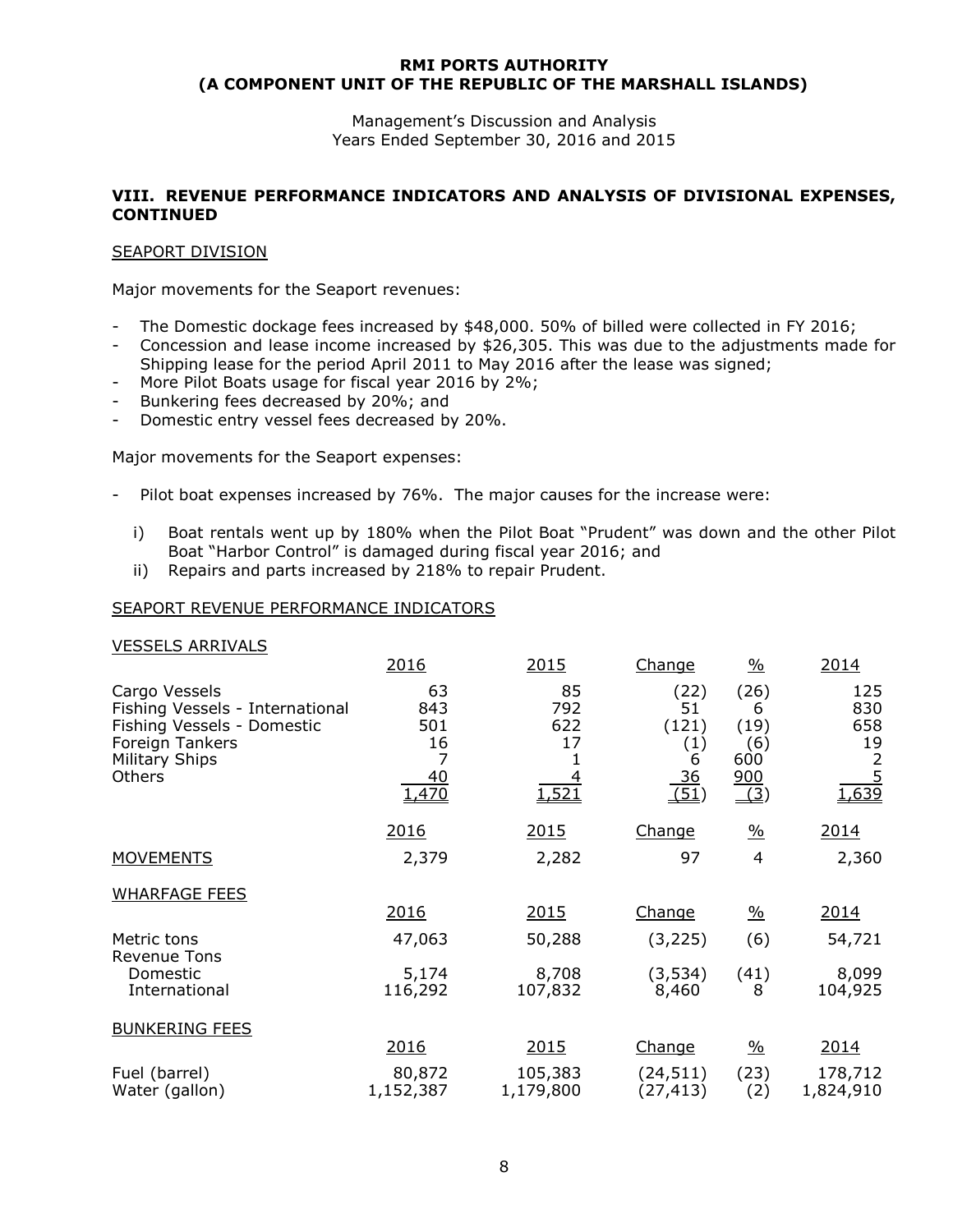# RMI PORTS AUTHORITY
# (A COMPONENT UNIT OF THE REPUBLIC OF THE MARSHALL ISLANDS)

Management's Discussion and Analysis
Years Ended September 30, 2016 and 2015

## VIII. REVENUE PERFORMANCE INDICATORS AND ANALYSIS OF DIVISIONAL EXPENSES, CONTINUED

### SEAPORT DIVISION

Major movements for the Seaport revenues:

- The Domestic dockage fees increased by $48,000. 50% of billed were collected in FY 2016;
- Concession and lease income increased by $26,305. This was due to the adjustments made for Shipping lease for the period April 2011 to May 2016 after the lease was signed;
- More Pilot Boats usage for fiscal year 2016 by 2%;
- Bunkering fees decreased by 20%; and
- Domestic entry vessel fees decreased by 20%.

Major movements for the Seaport expenses:

- Pilot boat expenses increased by 76%. The major causes for the increase were:
  - i) Boat rentals went up by 180% when the Pilot Boat "Prudent" was down and the other Pilot Boat "Harbor Control" is damaged during fiscal year 2016; and
  - ii) Repairs and parts increased by 218% to repair Prudent.

### SEAPORT REVENUE PERFORMANCE INDICATORS

#### VESSELS ARRIVALS

| | 2016 | 2015 | Change | % | 2014 |
|---|---|---|---|---|---|
| Cargo Vessels | 63 | 85 | (22) | (26) | 125 |
| Fishing Vessels - International | 843 | 792 | 51 | 6 | 830 |
| Fishing Vessels - Domestic | 501 | 622 | (121) | (19) | 658 |
| Foreign Tankers | 16 | 17 | (1) | (6) | 19 |
| Military Ships | 7 | 1 | 6 | 600 | 2 |
| Others | 40 | 4 | 36 | 900 | 5 |
| | 1,470 | 1,521 | (51) | (3) | 1,639 |

| | 2016 | 2015 | Change | % | 2014 |
|---|---|---|---|---|---|
| MOVEMENTS | 2,379 | 2,282 | 97 | 4 | 2,360 |

#### WHARFAGE FEES

| | 2016 | 2015 | Change | % | 2014 |
|---|---|---|---|---|---|
| Metric tons | 47,063 | 50,288 | (3,225) | (6) | 54,721 |
| Revenue Tons | | | | | |
| Domestic | 5,174 | 8,708 | (3,534) | (41) | 8,099 |
| International | 116,292 | 107,832 | 8,460 | 8 | 104,925 |

#### BUNKERING FEES

| | 2016 | 2015 | Change | % | 2014 |
|---|---|---|---|---|---|
| Fuel (barrel) | 80,872 | 105,383 | (24,511) | (23) | 178,712 |
| Water (gallon) | 1,152,387 | 1,179,800 | (27,413) | (2) | 1,824,910 |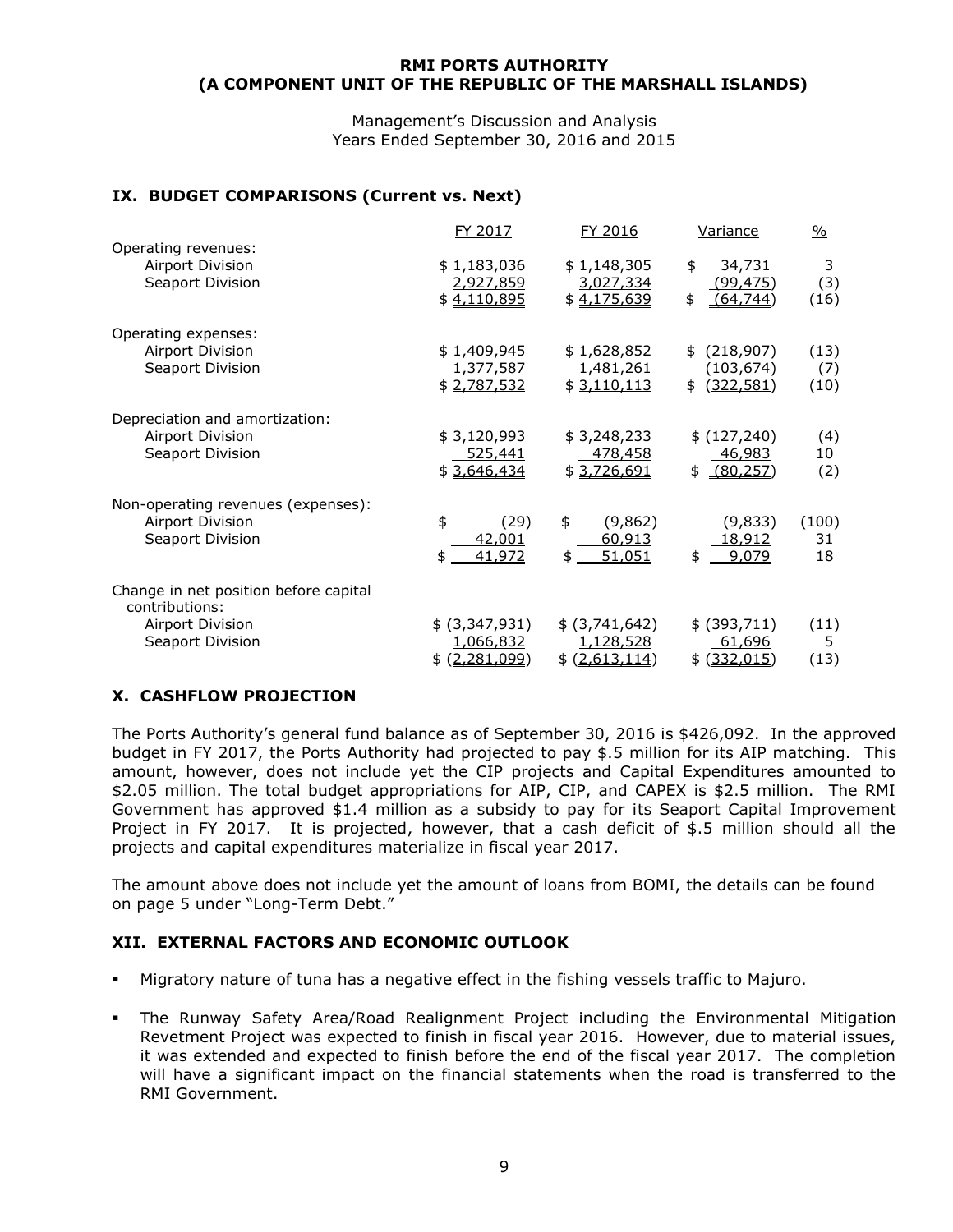**RMI PORTS AUTHORITY**
**(A COMPONENT UNIT OF THE REPUBLIC OF THE MARSHALL ISLANDS)**

Management's Discussion and Analysis
Years Ended September 30, 2016 and 2015

## IX. BUDGET COMPARISONS (Current vs. Next)

| | FY 2017 | FY 2016 | Variance | % |
|---|---|---|---|---|
| Operating revenues: | | | | |
| Airport Division | $ 1,183,036 | $ 1,148,305 | $ 34,731 | 3 |
| Seaport Division | 2,927,859 | 3,027,334 | (99,475) | (3) |
| | $ 4,110,895 | $ 4,175,639 | $ (64,744) | (16) |
| Operating expenses: | | | | |
| Airport Division | $ 1,409,945 | $ 1,628,852 | $ (218,907) | (13) |
| Seaport Division | 1,377,587 | 1,481,261 | (103,674) | (7) |
| | $ 2,787,532 | $ 3,110,113 | $ (322,581) | (10) |
| Depreciation and amortization: | | | | |
| Airport Division | $ 3,120,993 | $ 3,248,233 | $ (127,240) | (4) |
| Seaport Division | 525,441 | 478,458 | 46,983 | 10 |
| | $ 3,646,434 | $ 3,726,691 | $ (80,257) | (2) |
| Non-operating revenues (expenses): | | | | |
| Airport Division | $ (29) | $ (9,862) | (9,833) | (100) |
| Seaport Division | 42,001 | 60,913 | 18,912 | 31 |
| | $ 41,972 | $ 51,051 | $ 9,079 | 18 |
| Change in net position before capital contributions: | | | | |
| Airport Division | $ (3,347,931) | $ (3,741,642) | $ (393,711) | (11) |
| Seaport Division | 1,066,832 | 1,128,528 | 61,696 | 5 |
| | $ (2,281,099) | $ (2,613,114) | $ (332,015) | (13) |

## X. CASHFLOW PROJECTION

The Ports Authority's general fund balance as of September 30, 2016 is $426,092. In the approved budget in FY 2017, the Ports Authority had projected to pay $.5 million for its AIP matching. This amount, however, does not include yet the CIP projects and Capital Expenditures amounted to $2.05 million. The total budget appropriations for AIP, CIP, and CAPEX is $2.5 million. The RMI Government has approved $1.4 million as a subsidy to pay for its Seaport Capital Improvement Project in FY 2017. It is projected, however, that a cash deficit of $.5 million should all the projects and capital expenditures materialize in fiscal year 2017.

The amount above does not include yet the amount of loans from BOMI, the details can be found on page 5 under "Long-Term Debt."

## XII. EXTERNAL FACTORS AND ECONOMIC OUTLOOK

- Migratory nature of tuna has a negative effect in the fishing vessels traffic to Majuro.
- The Runway Safety Area/Road Realignment Project including the Environmental Mitigation Revetment Project was expected to finish in fiscal year 2016. However, due to material issues, it was extended and expected to finish before the end of the fiscal year 2017. The completion will have a significant impact on the financial statements when the road is transferred to the RMI Government.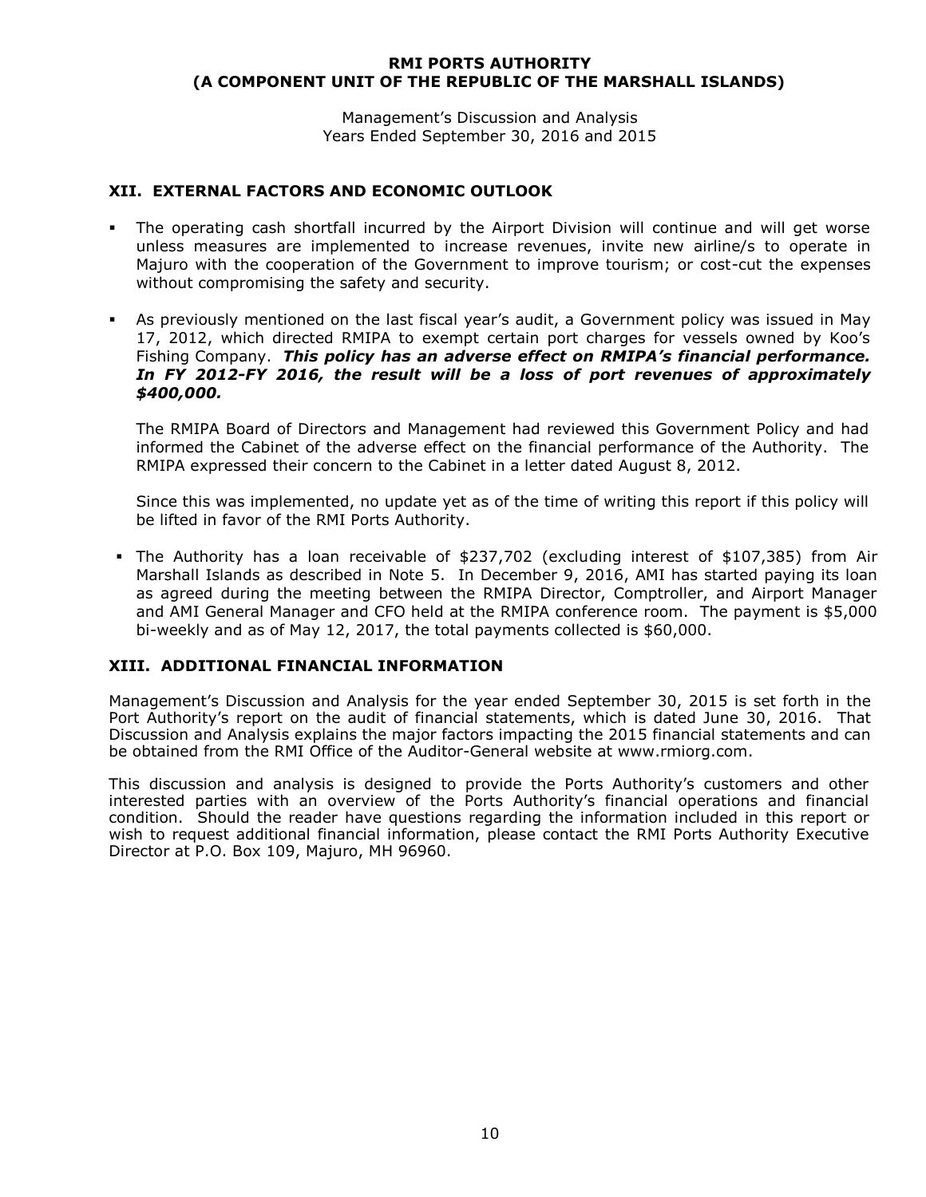## XII. EXTERNAL FACTORS AND ECONOMIC OUTLOOK

- The operating cash shortfall incurred by the Airport Division will continue and will get worse unless measures are implemented to increase revenues, invite new airline/s to operate in Majuro with the cooperation of the Government to improve tourism; or cost-cut the expenses without compromising the safety and security.

- As previously mentioned on the last fiscal year's audit, a Government policy was issued in May 17, 2012, which directed RMIPA to exempt certain port charges for vessels owned by Koo's Fishing Company. ***This policy has an adverse effect on RMIPA's financial performance. In FY 2012-FY 2016, the result will be a loss of port revenues of approximately $400,000.***

  The RMIPA Board of Directors and Management had reviewed this Government Policy and had informed the Cabinet of the adverse effect on the financial performance of the Authority. The RMIPA expressed their concern to the Cabinet in a letter dated August 8, 2012.

  Since this was implemented, no update yet as of the time of writing this report if this policy will be lifted in favor of the RMI Ports Authority.

- The Authority has a loan receivable of $237,702 (excluding interest of $107,385) from Air Marshall Islands as described in Note 5. In December 9, 2016, AMI has started paying its loan as agreed during the meeting between the RMIPA Director, Comptroller, and Airport Manager and AMI General Manager and CFO held at the RMIPA conference room. The payment is $5,000 bi-weekly and as of May 12, 2017, the total payments collected is $60,000.

## XIII. ADDITIONAL FINANCIAL INFORMATION

Management's Discussion and Analysis for the year ended September 30, 2015 is set forth in the Port Authority's report on the audit of financial statements, which is dated June 30, 2016. That Discussion and Analysis explains the major factors impacting the 2015 financial statements and can be obtained from the RMI Office of the Auditor-General website at www.rmiorg.com.

This discussion and analysis is designed to provide the Ports Authority's customers and other interested parties with an overview of the Ports Authority's financial operations and financial condition. Should the reader have questions regarding the information included in this report or wish to request additional financial information, please contact the RMI Ports Authority Executive Director at P.O. Box 109, Majuro, MH 96960.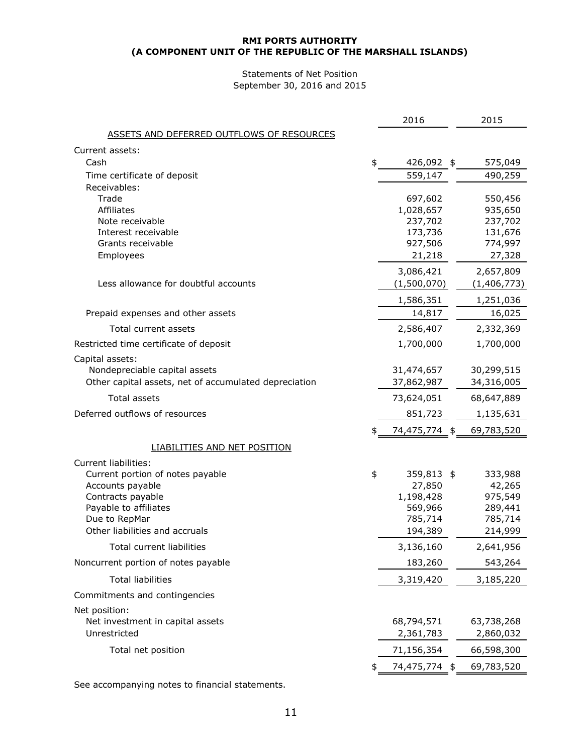**RMI PORTS AUTHORITY**
**(A COMPONENT UNIT OF THE REPUBLIC OF THE MARSHALL ISLANDS)**

Statements of Net Position
September 30, 2016 and 2015

| | 2016 | 2015 |
|---|---|---|
| ASSETS AND DEFERRED OUTFLOWS OF RESOURCES | | |
| Current assets: | | |
| Cash | $ 426,092 | $ 575,049 |
| Time certificate of deposit | 559,147 | 490,259 |
| Receivables: | | |
| Trade | 697,602 | 550,456 |
| Affiliates | 1,028,657 | 935,650 |
| Note receivable | 237,702 | 237,702 |
| Interest receivable | 173,736 | 131,676 |
| Grants receivable | 927,506 | 774,997 |
| Employees | 21,218 | 27,328 |
| | 3,086,421 | 2,657,809 |
| Less allowance for doubtful accounts | (1,500,070) | (1,406,773) |
| | 1,586,351 | 1,251,036 |
| Prepaid expenses and other assets | 14,817 | 16,025 |
| Total current assets | 2,586,407 | 2,332,369 |
| Restricted time certificate of deposit | 1,700,000 | 1,700,000 |
| Capital assets: | | |
| Nondepreciable capital assets | 31,474,657 | 30,299,515 |
| Other capital assets, net of accumulated depreciation | 37,862,987 | 34,316,005 |
| Total assets | 73,624,051 | 68,647,889 |
| Deferred outflows of resources | 851,723 | 1,135,631 |
| | $ 74,475,774 | $ 69,783,520 |
| LIABILITIES AND NET POSITION | | |
| Current liabilities: | | |
| Current portion of notes payable | $ 359,813 | $ 333,988 |
| Accounts payable | 27,850 | 42,265 |
| Contracts payable | 1,198,428 | 975,549 |
| Payable to affiliates | 569,966 | 289,441 |
| Due to RepMar | 785,714 | 785,714 |
| Other liabilities and accruals | 194,389 | 214,999 |
| Total current liabilities | 3,136,160 | 2,641,956 |
| Noncurrent portion of notes payable | 183,260 | 543,264 |
| Total liabilities | 3,319,420 | 3,185,220 |
| Commitments and contingencies | | |
| Net position: | | |
| Net investment in capital assets | 68,794,571 | 63,738,268 |
| Unrestricted | 2,361,783 | 2,860,032 |
| Total net position | 71,156,354 | 66,598,300 |
| | $ 74,475,774 | $ 69,783,520 |

See accompanying notes to financial statements.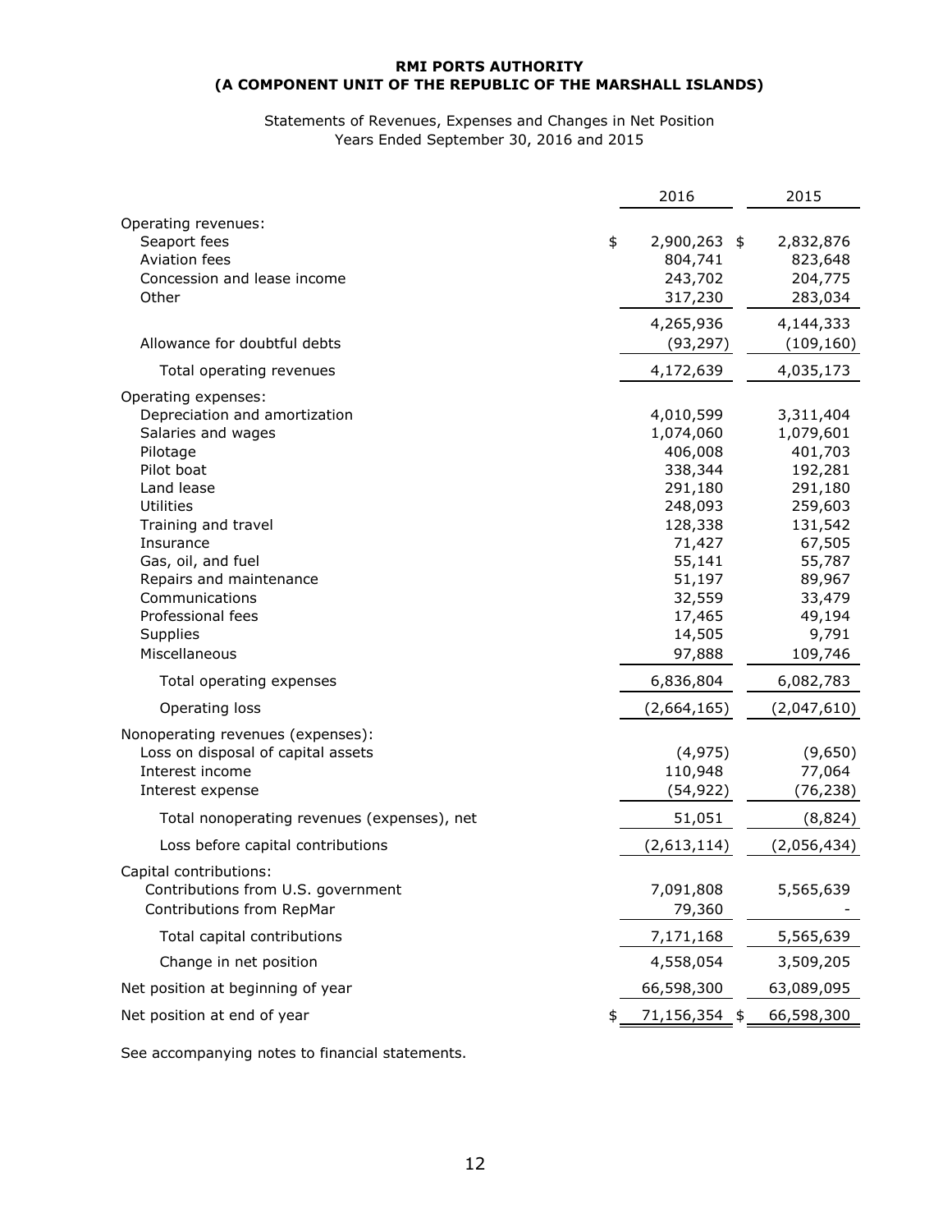**RMI PORTS AUTHORITY**
**(A COMPONENT UNIT OF THE REPUBLIC OF THE MARSHALL ISLANDS)**

Statements of Revenues, Expenses and Changes in Net Position
Years Ended September 30, 2016 and 2015

| | 2016 | 2015 |
|---|---|---|
| Operating revenues: | | |
| Seaport fees | $ 2,900,263 | $ 2,832,876 |
| Aviation fees | 804,741 | 823,648 |
| Concession and lease income | 243,702 | 204,775 |
| Other | 317,230 | 283,034 |
| | 4,265,936 | 4,144,333 |
| Allowance for doubtful debts | (93,297) | (109,160) |
| Total operating revenues | 4,172,639 | 4,035,173 |
| Operating expenses: | | |
| Depreciation and amortization | 4,010,599 | 3,311,404 |
| Salaries and wages | 1,074,060 | 1,079,601 |
| Pilotage | 406,008 | 401,703 |
| Pilot boat | 338,344 | 192,281 |
| Land lease | 291,180 | 291,180 |
| Utilities | 248,093 | 259,603 |
| Training and travel | 128,338 | 131,542 |
| Insurance | 71,427 | 67,505 |
| Gas, oil, and fuel | 55,141 | 55,787 |
| Repairs and maintenance | 51,197 | 89,967 |
| Communications | 32,559 | 33,479 |
| Professional fees | 17,465 | 49,194 |
| Supplies | 14,505 | 9,791 |
| Miscellaneous | 97,888 | 109,746 |
| Total operating expenses | 6,836,804 | 6,082,783 |
| Operating loss | (2,664,165) | (2,047,610) |
| Nonoperating revenues (expenses): | | |
| Loss on disposal of capital assets | (4,975) | (9,650) |
| Interest income | 110,948 | 77,064 |
| Interest expense | (54,922) | (76,238) |
| Total nonoperating revenues (expenses), net | 51,051 | (8,824) |
| Loss before capital contributions | (2,613,114) | (2,056,434) |
| Capital contributions: | | |
| Contributions from U.S. government | 7,091,808 | 5,565,639 |
| Contributions from RepMar | 79,360 | - |
| Total capital contributions | 7,171,168 | 5,565,639 |
| Change in net position | 4,558,054 | 3,509,205 |
| Net position at beginning of year | 66,598,300 | 63,089,095 |
| Net position at end of year | $ 71,156,354 | $ 66,598,300 |

See accompanying notes to financial statements.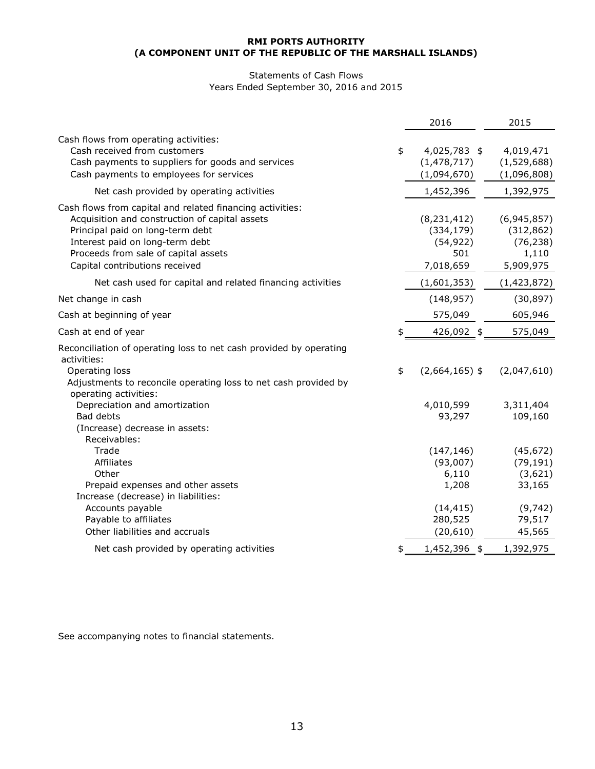**RMI PORTS AUTHORITY**
**(A COMPONENT UNIT OF THE REPUBLIC OF THE MARSHALL ISLANDS)**

Statements of Cash Flows
Years Ended September 30, 2016 and 2015

| | 2016 | 2015 |
|---|---|---|
| Cash flows from operating activities: | | |
| Cash received from customers | $ 4,025,783 | $ 4,019,471 |
| Cash payments to suppliers for goods and services | (1,478,717) | (1,529,688) |
| Cash payments to employees for services | (1,094,670) | (1,096,808) |
| Net cash provided by operating activities | 1,452,396 | 1,392,975 |
| Cash flows from capital and related financing activities: | | |
| Acquisition and construction of capital assets | (8,231,412) | (6,945,857) |
| Principal paid on long-term debt | (334,179) | (312,862) |
| Interest paid on long-term debt | (54,922) | (76,238) |
| Proceeds from sale of capital assets | 501 | 1,110 |
| Capital contributions received | 7,018,659 | 5,909,975 |
| Net cash used for capital and related financing activities | (1,601,353) | (1,423,872) |
| Net change in cash | (148,957) | (30,897) |
| Cash at beginning of year | 575,049 | 605,946 |
| Cash at end of year | $ 426,092 | $ 575,049 |
| Reconciliation of operating loss to net cash provided by operating activities: | | |
| Operating loss | $ (2,664,165) | $ (2,047,610) |
| Adjustments to reconcile operating loss to net cash provided by operating activities: | | |
| Depreciation and amortization | 4,010,599 | 3,311,404 |
| Bad debts | 93,297 | 109,160 |
| (Increase) decrease in assets: | | |
| Receivables: | | |
| Trade | (147,146) | (45,672) |
| Affiliates | (93,007) | (79,191) |
| Other | 6,110 | (3,621) |
| Prepaid expenses and other assets | 1,208 | 33,165 |
| Increase (decrease) in liabilities: | | |
| Accounts payable | (14,415) | (9,742) |
| Payable to affiliates | 280,525 | 79,517 |
| Other liabilities and accruals | (20,610) | 45,565 |
| Net cash provided by operating activities | $ 1,452,396 | $ 1,392,975 |

See accompanying notes to financial statements.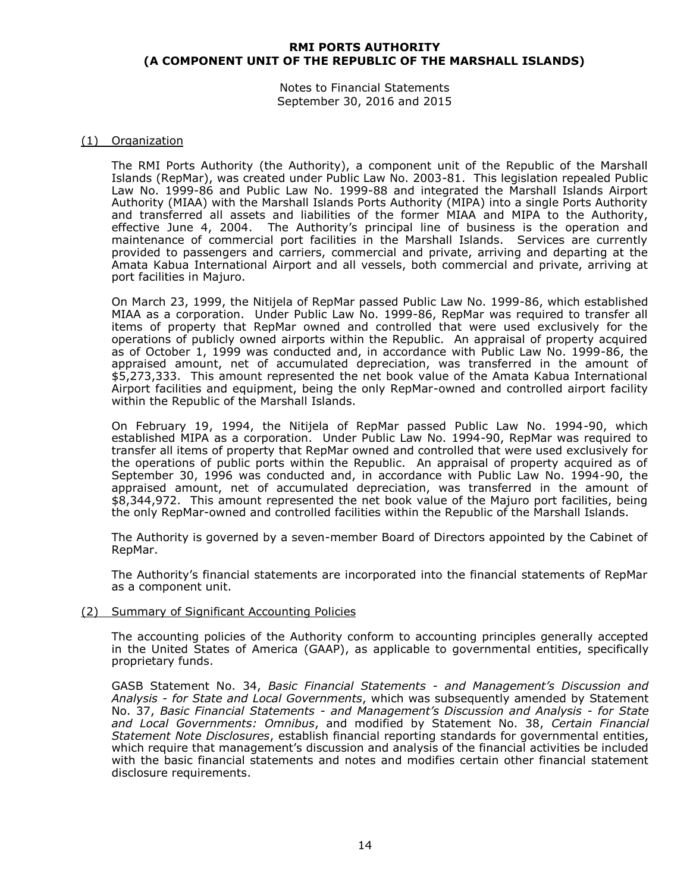# RMI PORTS AUTHORITY
# (A COMPONENT UNIT OF THE REPUBLIC OF THE MARSHALL ISLANDS)

Notes to Financial Statements
September 30, 2016 and 2015

## (1) Organization

The RMI Ports Authority (the Authority), a component unit of the Republic of the Marshall Islands (RepMar), was created under Public Law No. 2003-81. This legislation repealed Public Law No. 1999-86 and Public Law No. 1999-88 and integrated the Marshall Islands Airport Authority (MIAA) with the Marshall Islands Ports Authority (MIPA) into a single Ports Authority and transferred all assets and liabilities of the former MIAA and MIPA to the Authority, effective June 4, 2004. The Authority's principal line of business is the operation and maintenance of commercial port facilities in the Marshall Islands. Services are currently provided to passengers and carriers, commercial and private, arriving and departing at the Amata Kabua International Airport and all vessels, both commercial and private, arriving at port facilities in Majuro.

On March 23, 1999, the Nitijela of RepMar passed Public Law No. 1999-86, which established MIAA as a corporation. Under Public Law No. 1999-86, RepMar was required to transfer all items of property that RepMar owned and controlled that were used exclusively for the operations of publicly owned airports within the Republic. An appraisal of property acquired as of October 1, 1999 was conducted and, in accordance with Public Law No. 1999-86, the appraised amount, net of accumulated depreciation, was transferred in the amount of $5,273,333. This amount represented the net book value of the Amata Kabua International Airport facilities and equipment, being the only RepMar-owned and controlled airport facility within the Republic of the Marshall Islands.

On February 19, 1994, the Nitijela of RepMar passed Public Law No. 1994-90, which established MIPA as a corporation. Under Public Law No. 1994-90, RepMar was required to transfer all items of property that RepMar owned and controlled that were used exclusively for the operations of public ports within the Republic. An appraisal of property acquired as of September 30, 1996 was conducted and, in accordance with Public Law No. 1994-90, the appraised amount, net of accumulated depreciation, was transferred in the amount of $8,344,972. This amount represented the net book value of the Majuro port facilities, being the only RepMar-owned and controlled facilities within the Republic of the Marshall Islands.

The Authority is governed by a seven-member Board of Directors appointed by the Cabinet of RepMar.

The Authority's financial statements are incorporated into the financial statements of RepMar as a component unit.

## (2) Summary of Significant Accounting Policies

The accounting policies of the Authority conform to accounting principles generally accepted in the United States of America (GAAP), as applicable to governmental entities, specifically proprietary funds.

GASB Statement No. 34, *Basic Financial Statements - and Management's Discussion and Analysis - for State and Local Governments*, which was subsequently amended by Statement No. 37, *Basic Financial Statements - and Management's Discussion and Analysis - for State and Local Governments: Omnibus*, and modified by Statement No. 38, *Certain Financial Statement Note Disclosures*, establish financial reporting standards for governmental entities, which require that management's discussion and analysis of the financial activities be included with the basic financial statements and notes and modifies certain other financial statement disclosure requirements.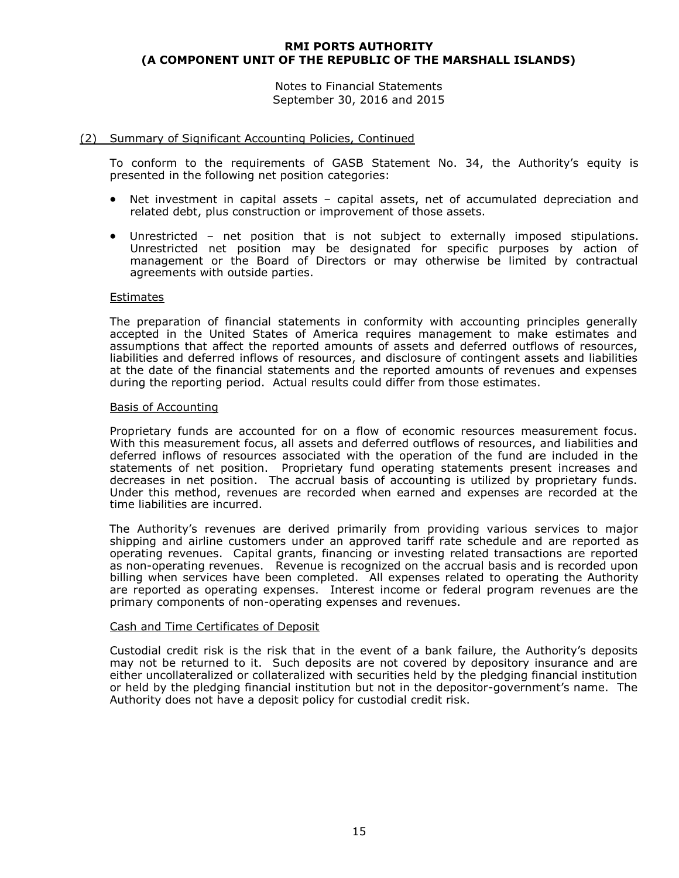(2) Summary of Significant Accounting Policies, Continued

To conform to the requirements of GASB Statement No. 34, the Authority's equity is presented in the following net position categories:

- Net investment in capital assets – capital assets, net of accumulated depreciation and related debt, plus construction or improvement of those assets.
- Unrestricted – net position that is not subject to externally imposed stipulations. Unrestricted net position may be designated for specific purposes by action of management or the Board of Directors or may otherwise be limited by contractual agreements with outside parties.

Estimates

The preparation of financial statements in conformity with accounting principles generally accepted in the United States of America requires management to make estimates and assumptions that affect the reported amounts of assets and deferred outflows of resources, liabilities and deferred inflows of resources, and disclosure of contingent assets and liabilities at the date of the financial statements and the reported amounts of revenues and expenses during the reporting period. Actual results could differ from those estimates.

Basis of Accounting

Proprietary funds are accounted for on a flow of economic resources measurement focus. With this measurement focus, all assets and deferred outflows of resources, and liabilities and deferred inflows of resources associated with the operation of the fund are included in the statements of net position. Proprietary fund operating statements present increases and decreases in net position. The accrual basis of accounting is utilized by proprietary funds. Under this method, revenues are recorded when earned and expenses are recorded at the time liabilities are incurred.

The Authority's revenues are derived primarily from providing various services to major shipping and airline customers under an approved tariff rate schedule and are reported as operating revenues. Capital grants, financing or investing related transactions are reported as non-operating revenues. Revenue is recognized on the accrual basis and is recorded upon billing when services have been completed. All expenses related to operating the Authority are reported as operating expenses. Interest income or federal program revenues are the primary components of non-operating expenses and revenues.

Cash and Time Certificates of Deposit

Custodial credit risk is the risk that in the event of a bank failure, the Authority's deposits may not be returned to it. Such deposits are not covered by depository insurance and are either uncollateralized or collateralized with securities held by the pledging financial institution or held by the pledging financial institution but not in the depositor-government's name. The Authority does not have a deposit policy for custodial credit risk.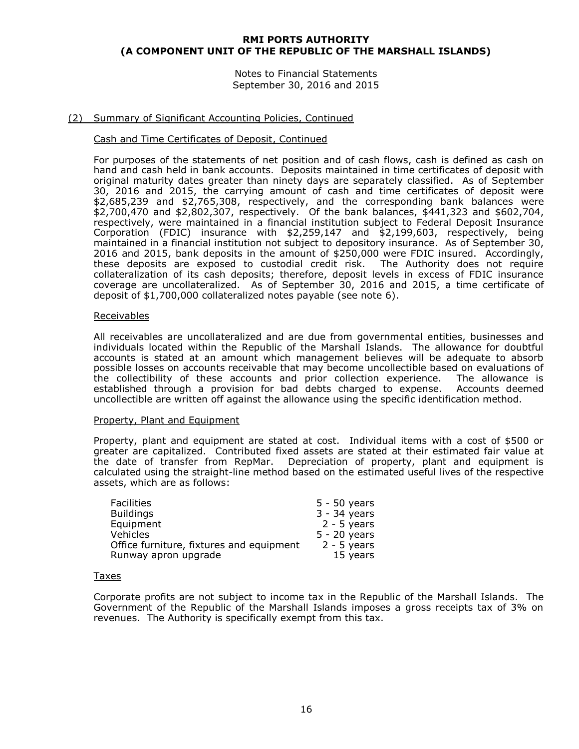# RMI PORTS AUTHORITY
# (A COMPONENT UNIT OF THE REPUBLIC OF THE MARSHALL ISLANDS)

Notes to Financial Statements
September 30, 2016 and 2015

## (2) Summary of Significant Accounting Policies, Continued

### Cash and Time Certificates of Deposit, Continued

For purposes of the statements of net position and of cash flows, cash is defined as cash on hand and cash held in bank accounts. Deposits maintained in time certificates of deposit with original maturity dates greater than ninety days are separately classified. As of September 30, 2016 and 2015, the carrying amount of cash and time certificates of deposit were \$2,685,239 and \$2,765,308, respectively, and the corresponding bank balances were \$2,700,470 and \$2,802,307, respectively. Of the bank balances, \$441,323 and \$602,704, respectively, were maintained in a financial institution subject to Federal Deposit Insurance Corporation (FDIC) insurance with \$2,259,147 and \$2,199,603, respectively, being maintained in a financial institution not subject to depository insurance. As of September 30, 2016 and 2015, bank deposits in the amount of \$250,000 were FDIC insured. Accordingly, these deposits are exposed to custodial credit risk. The Authority does not require collateralization of its cash deposits; therefore, deposit levels in excess of FDIC insurance coverage are uncollateralized. As of September 30, 2016 and 2015, a time certificate of deposit of \$1,700,000 collateralized notes payable (see note 6).

### Receivables

All receivables are uncollateralized and are due from governmental entities, businesses and individuals located within the Republic of the Marshall Islands. The allowance for doubtful accounts is stated at an amount which management believes will be adequate to absorb possible losses on accounts receivable that may become uncollectible based on evaluations of the collectibility of these accounts and prior collection experience. The allowance is established through a provision for bad debts charged to expense. Accounts deemed uncollectible are written off against the allowance using the specific identification method.

### Property, Plant and Equipment

Property, plant and equipment are stated at cost. Individual items with a cost of \$500 or greater are capitalized. Contributed fixed assets are stated at their estimated fair value at the date of transfer from RepMar. Depreciation of property, plant and equipment is calculated using the straight-line method based on the estimated useful lives of the respective assets, which are as follows:

| | |
|---|---|
| Facilities | 5 - 50 years |
| Buildings | 3 - 34 years |
| Equipment | 2 - 5 years |
| Vehicles | 5 - 20 years |
| Office furniture, fixtures and equipment | 2 - 5 years |
| Runway apron upgrade | 15 years |

### Taxes

Corporate profits are not subject to income tax in the Republic of the Marshall Islands. The Government of the Republic of the Marshall Islands imposes a gross receipts tax of 3% on revenues. The Authority is specifically exempt from this tax.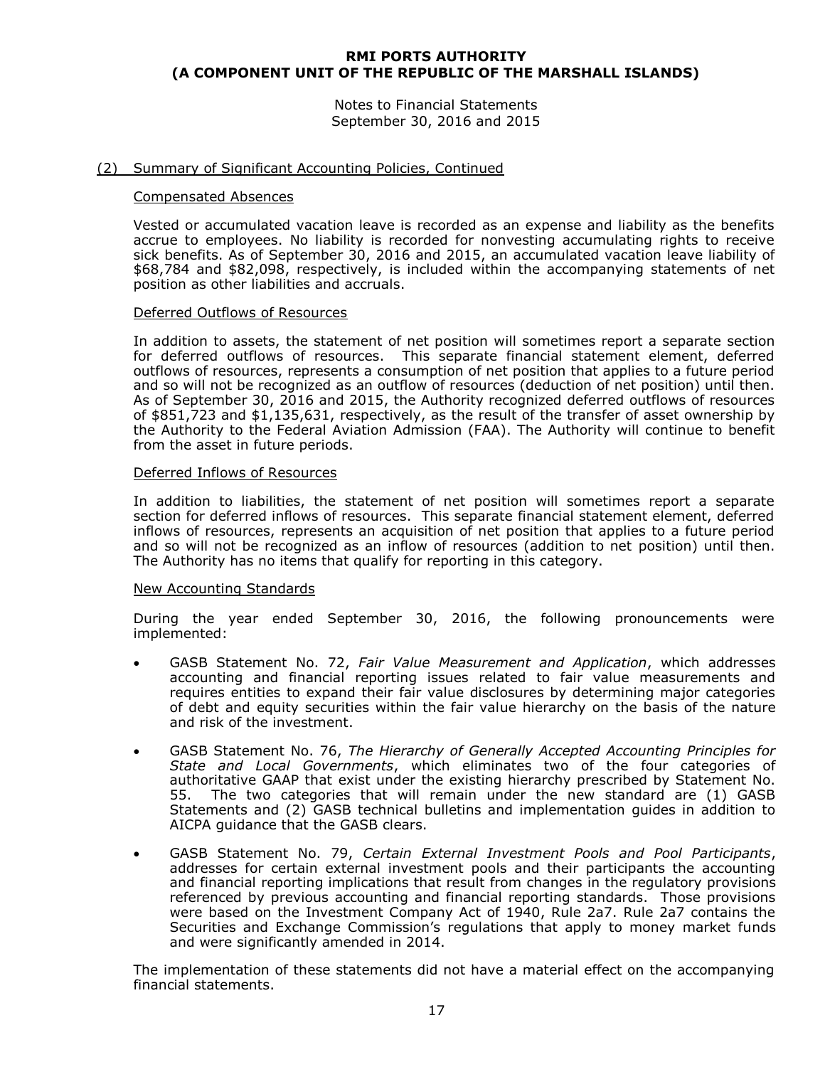## (2) Summary of Significant Accounting Policies, Continued

### Compensated Absences

Vested or accumulated vacation leave is recorded as an expense and liability as the benefits accrue to employees. No liability is recorded for nonvesting accumulating rights to receive sick benefits. As of September 30, 2016 and 2015, an accumulated vacation leave liability of $68,784 and $82,098, respectively, is included within the accompanying statements of net position as other liabilities and accruals.

### Deferred Outflows of Resources

In addition to assets, the statement of net position will sometimes report a separate section for deferred outflows of resources. This separate financial statement element, deferred outflows of resources, represents a consumption of net position that applies to a future period and so will not be recognized as an outflow of resources (deduction of net position) until then. As of September 30, 2016 and 2015, the Authority recognized deferred outflows of resources of $851,723 and $1,135,631, respectively, as the result of the transfer of asset ownership by the Authority to the Federal Aviation Admission (FAA). The Authority will continue to benefit from the asset in future periods.

### Deferred Inflows of Resources

In addition to liabilities, the statement of net position will sometimes report a separate section for deferred inflows of resources. This separate financial statement element, deferred inflows of resources, represents an acquisition of net position that applies to a future period and so will not be recognized as an inflow of resources (addition to net position) until then. The Authority has no items that qualify for reporting in this category.

### New Accounting Standards

During the year ended September 30, 2016, the following pronouncements were implemented:

- GASB Statement No. 72, *Fair Value Measurement and Application*, which addresses accounting and financial reporting issues related to fair value measurements and requires entities to expand their fair value disclosures by determining major categories of debt and equity securities within the fair value hierarchy on the basis of the nature and risk of the investment.

- GASB Statement No. 76, *The Hierarchy of Generally Accepted Accounting Principles for State and Local Governments*, which eliminates two of the four categories of authoritative GAAP that exist under the existing hierarchy prescribed by Statement No. 55. The two categories that will remain under the new standard are (1) GASB Statements and (2) GASB technical bulletins and implementation guides in addition to AICPA guidance that the GASB clears.

- GASB Statement No. 79, *Certain External Investment Pools and Pool Participants*, addresses for certain external investment pools and their participants the accounting and financial reporting implications that result from changes in the regulatory provisions referenced by previous accounting and financial reporting standards. Those provisions were based on the Investment Company Act of 1940, Rule 2a7. Rule 2a7 contains the Securities and Exchange Commission's regulations that apply to money market funds and were significantly amended in 2014.

The implementation of these statements did not have a material effect on the accompanying financial statements.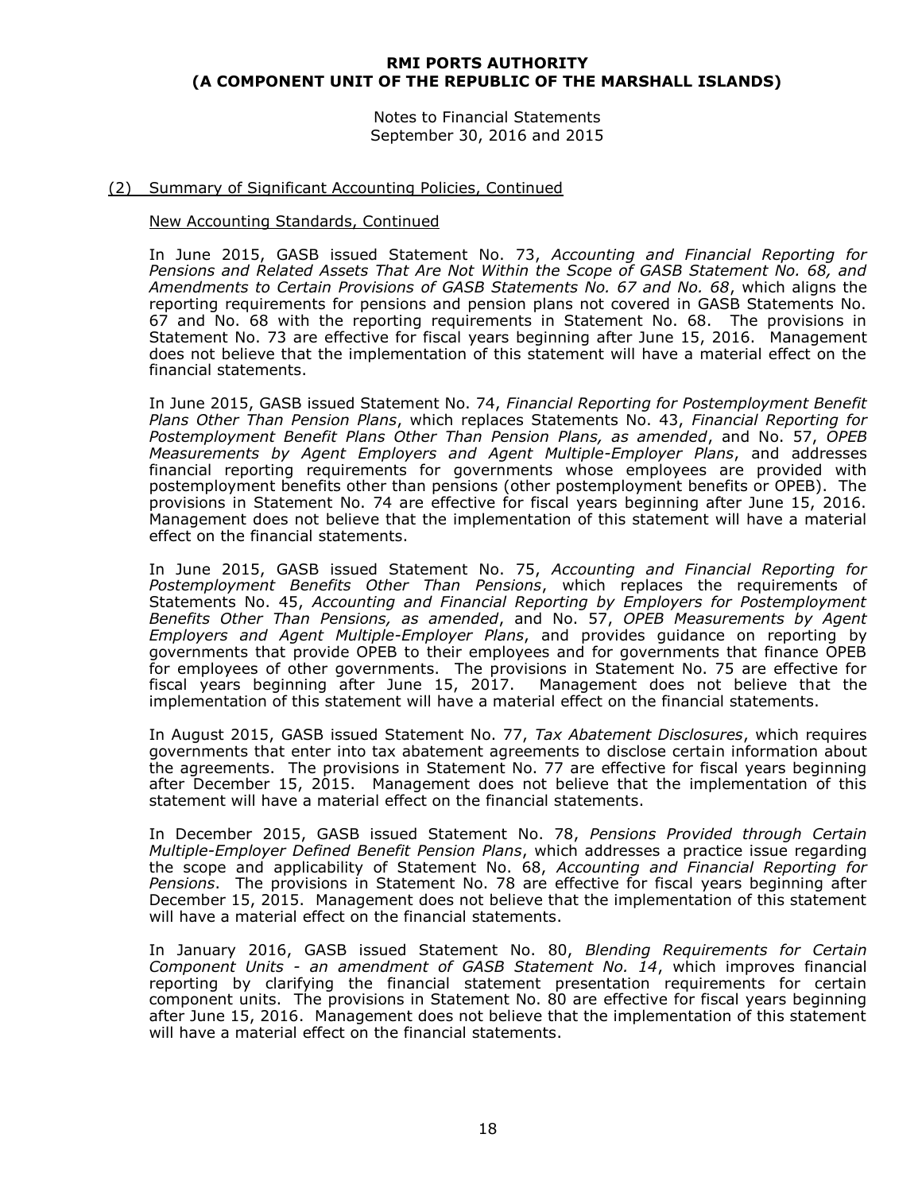## (2) Summary of Significant Accounting Policies, Continued

### New Accounting Standards, Continued

In June 2015, GASB issued Statement No. 73, *Accounting and Financial Reporting for Pensions and Related Assets That Are Not Within the Scope of GASB Statement No. 68, and Amendments to Certain Provisions of GASB Statements No. 67 and No. 68*, which aligns the reporting requirements for pensions and pension plans not covered in GASB Statements No. 67 and No. 68 with the reporting requirements in Statement No. 68. The provisions in Statement No. 73 are effective for fiscal years beginning after June 15, 2016. Management does not believe that the implementation of this statement will have a material effect on the financial statements.

In June 2015, GASB issued Statement No. 74, *Financial Reporting for Postemployment Benefit Plans Other Than Pension Plans*, which replaces Statements No. 43, *Financial Reporting for Postemployment Benefit Plans Other Than Pension Plans, as amended*, and No. 57, *OPEB Measurements by Agent Employers and Agent Multiple-Employer Plans*, and addresses financial reporting requirements for governments whose employees are provided with postemployment benefits other than pensions (other postemployment benefits or OPEB). The provisions in Statement No. 74 are effective for fiscal years beginning after June 15, 2016. Management does not believe that the implementation of this statement will have a material effect on the financial statements.

In June 2015, GASB issued Statement No. 75, *Accounting and Financial Reporting for Postemployment Benefits Other Than Pensions*, which replaces the requirements of Statements No. 45, *Accounting and Financial Reporting by Employers for Postemployment Benefits Other Than Pensions, as amended*, and No. 57, *OPEB Measurements by Agent Employers and Agent Multiple-Employer Plans*, and provides guidance on reporting by governments that provide OPEB to their employees and for governments that finance OPEB for employees of other governments. The provisions in Statement No. 75 are effective for fiscal years beginning after June 15, 2017. Management does not believe that the implementation of this statement will have a material effect on the financial statements.

In August 2015, GASB issued Statement No. 77, *Tax Abatement Disclosures*, which requires governments that enter into tax abatement agreements to disclose certain information about the agreements. The provisions in Statement No. 77 are effective for fiscal years beginning after December 15, 2015. Management does not believe that the implementation of this statement will have a material effect on the financial statements.

In December 2015, GASB issued Statement No. 78, *Pensions Provided through Certain Multiple-Employer Defined Benefit Pension Plans*, which addresses a practice issue regarding the scope and applicability of Statement No. 68, *Accounting and Financial Reporting for Pensions*. The provisions in Statement No. 78 are effective for fiscal years beginning after December 15, 2015. Management does not believe that the implementation of this statement will have a material effect on the financial statements.

In January 2016, GASB issued Statement No. 80, *Blending Requirements for Certain Component Units - an amendment of GASB Statement No. 14*, which improves financial reporting by clarifying the financial statement presentation requirements for certain component units. The provisions in Statement No. 80 are effective for fiscal years beginning after June 15, 2016. Management does not believe that the implementation of this statement will have a material effect on the financial statements.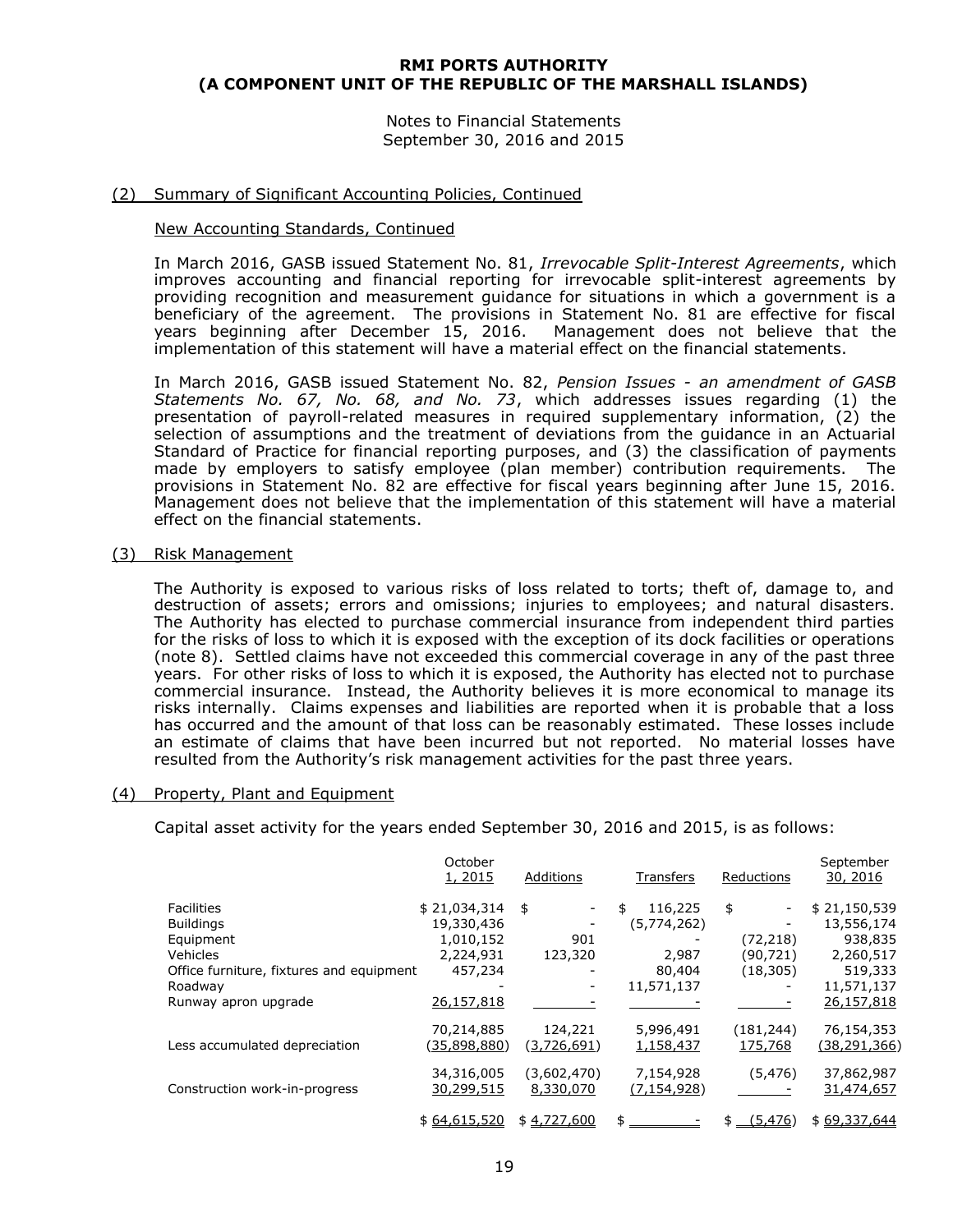## (2) Summary of Significant Accounting Policies, Continued

### New Accounting Standards, Continued

In March 2016, GASB issued Statement No. 81, *Irrevocable Split-Interest Agreements*, which improves accounting and financial reporting for irrevocable split-interest agreements by providing recognition and measurement guidance for situations in which a government is a beneficiary of the agreement. The provisions in Statement No. 81 are effective for fiscal years beginning after December 15, 2016. Management does not believe that the implementation of this statement will have a material effect on the financial statements.

In March 2016, GASB issued Statement No. 82, *Pension Issues - an amendment of GASB Statements No. 67, No. 68, and No. 73*, which addresses issues regarding (1) the presentation of payroll-related measures in required supplementary information, (2) the selection of assumptions and the treatment of deviations from the guidance in an Actuarial Standard of Practice for financial reporting purposes, and (3) the classification of payments made by employers to satisfy employee (plan member) contribution requirements. The provisions in Statement No. 82 are effective for fiscal years beginning after June 15, 2016. Management does not believe that the implementation of this statement will have a material effect on the financial statements.

## (3) Risk Management

The Authority is exposed to various risks of loss related to torts; theft of, damage to, and destruction of assets; errors and omissions; injuries to employees; and natural disasters. The Authority has elected to purchase commercial insurance from independent third parties for the risks of loss to which it is exposed with the exception of its dock facilities or operations (note 8). Settled claims have not exceeded this commercial coverage in any of the past three years. For other risks of loss to which it is exposed, the Authority has elected not to purchase commercial insurance. Instead, the Authority believes it is more economical to manage its risks internally. Claims expenses and liabilities are reported when it is probable that a loss has occurred and the amount of that loss can be reasonably estimated. These losses include an estimate of claims that have been incurred but not reported. No material losses have resulted from the Authority's risk management activities for the past three years.

## (4) Property, Plant and Equipment

Capital asset activity for the years ended September 30, 2016 and 2015, is as follows:

| | October 1, 2015 | Additions | Transfers | Reductions | September 30, 2016 |
|---|---|---|---|---|---|
| Facilities | $ 21,034,314 | $ - | $ 116,225 | $ - | $ 21,150,539 |
| Buildings | 19,330,436 | - | (5,774,262) | - | 13,556,174 |
| Equipment | 1,010,152 | 901 | - | (72,218) | 938,835 |
| Vehicles | 2,224,931 | 123,320 | 2,987 | (90,721) | 2,260,517 |
| Office furniture, fixtures and equipment | 457,234 | - | 80,404 | (18,305) | 519,333 |
| Roadway | - | - | 11,571,137 | - | 11,571,137 |
| Runway apron upgrade | 26,157,818 | - | - | - | 26,157,818 |
| | 70,214,885 | 124,221 | 5,996,491 | (181,244) | 76,154,353 |
| Less accumulated depreciation | (35,898,880) | (3,726,691) | 1,158,437 | 175,768 | (38,291,366) |
| | 34,316,005 | (3,602,470) | 7,154,928 | (5,476) | 37,862,987 |
| Construction work-in-progress | 30,299,515 | 8,330,070 | (7,154,928) | - | 31,474,657 |
| | $ 64,615,520 | $ 4,727,600 | $ - | $ (5,476) | $ 69,337,644 |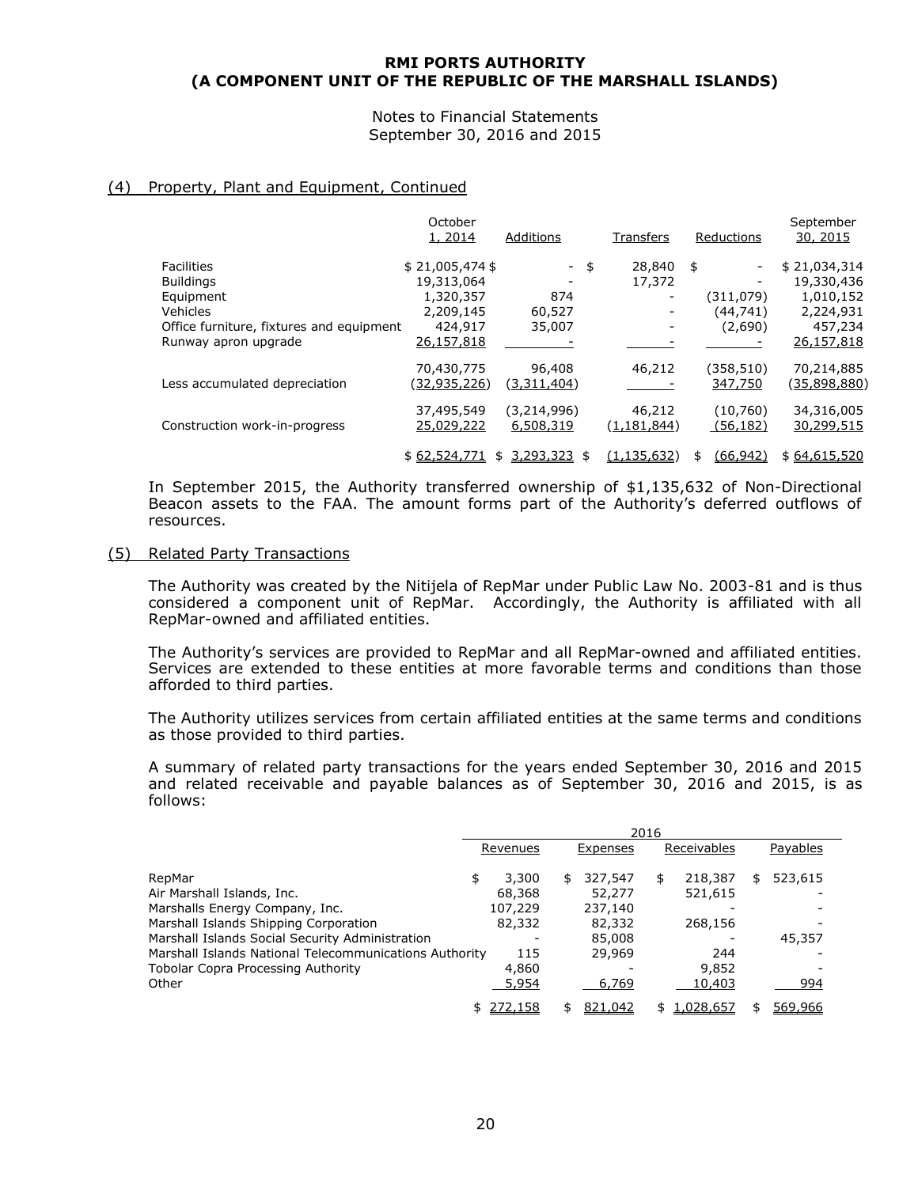# RMI PORTS AUTHORITY
# (A COMPONENT UNIT OF THE REPUBLIC OF THE MARSHALL ISLANDS)

Notes to Financial Statements
September 30, 2016 and 2015

## (4) Property, Plant and Equipment, Continued

| | October 1, 2014 | Additions | Transfers | Reductions | September 30, 2015 |
|---|---|---|---|---|---|
| Facilities | $ 21,005,474 | $ - | $ 28,840 | $ - | $ 21,034,314 |
| Buildings | 19,313,064 | - | 17,372 | - | 19,330,436 |
| Equipment | 1,320,357 | 874 | - | (311,079) | 1,010,152 |
| Vehicles | 2,209,145 | 60,527 | - | (44,741) | 2,224,931 |
| Office furniture, fixtures and equipment | 424,917 | 35,007 | - | (2,690) | 457,234 |
| Runway apron upgrade | 26,157,818 | - | - | - | 26,157,818 |
| | 70,430,775 | 96,408 | 46,212 | (358,510) | 70,214,885 |
| Less accumulated depreciation | (32,935,226) | (3,311,404) | - | 347,750 | (35,898,880) |
| | 37,495,549 | (3,214,996) | 46,212 | (10,760) | 34,316,005 |
| Construction work-in-progress | 25,029,222 | 6,508,319 | (1,181,844) | (56,182) | 30,299,515 |
| | $ 62,524,771 | $ 3,293,323 | $ (1,135,632) | $ (66,942) | $ 64,615,520 |

In September 2015, the Authority transferred ownership of $1,135,632 of Non-Directional Beacon assets to the FAA. The amount forms part of the Authority's deferred outflows of resources.

## (5) Related Party Transactions

The Authority was created by the Nitijela of RepMar under Public Law No. 2003-81 and is thus considered a component unit of RepMar. Accordingly, the Authority is affiliated with all RepMar-owned and affiliated entities.

The Authority's services are provided to RepMar and all RepMar-owned and affiliated entities. Services are extended to these entities at more favorable terms and conditions than those afforded to third parties.

The Authority utilizes services from certain affiliated entities at the same terms and conditions as those provided to third parties.

A summary of related party transactions for the years ended September 30, 2016 and 2015 and related receivable and payable balances as of September 30, 2016 and 2015, is as follows:

| | 2016 | | | |
|---|---|---|---|---|
| | Revenues | Expenses | Receivables | Payables |
| RepMar | $ 3,300 | $ 327,547 | $ 218,387 | $ 523,615 |
| Air Marshall Islands, Inc. | 68,368 | 52,277 | 521,615 | - |
| Marshalls Energy Company, Inc. | 107,229 | 237,140 | - | - |
| Marshall Islands Shipping Corporation | 82,332 | 82,332 | 268,156 | - |
| Marshall Islands Social Security Administration | - | 85,008 | - | 45,357 |
| Marshall Islands National Telecommunications Authority | 115 | 29,969 | 244 | - |
| Tobolar Copra Processing Authority | 4,860 | - | 9,852 | - |
| Other | 5,954 | 6,769 | 10,403 | 994 |
| | $ 272,158 | $ 821,042 | $ 1,028,657 | $ 569,966 |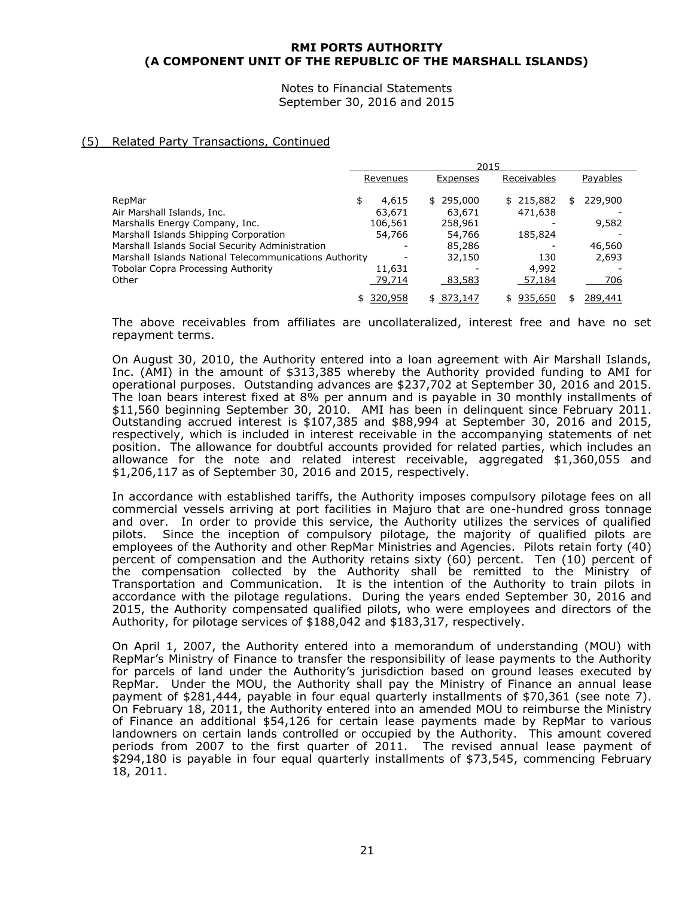**RMI PORTS AUTHORITY**
**(A COMPONENT UNIT OF THE REPUBLIC OF THE MARSHALL ISLANDS)**

Notes to Financial Statements
September 30, 2016 and 2015

## (5) Related Party Transactions, Continued

| | 2015 | | | |
|---|---|---|---|---|
| | Revenues | Expenses | Receivables | Payables |
| RepMar | $ 4,615 | $ 295,000 | $ 215,882 | $ 229,900 |
| Air Marshall Islands, Inc. | 63,671 | 63,671 | 471,638 | - |
| Marshalls Energy Company, Inc. | 106,561 | 258,961 | - | 9,582 |
| Marshall Islands Shipping Corporation | 54,766 | 54,766 | 185,824 | - |
| Marshall Islands Social Security Administration | - | 85,286 | - | 46,560 |
| Marshall Islands National Telecommunications Authority | - | 32,150 | 130 | 2,693 |
| Tobolar Copra Processing Authority | 11,631 | - | 4,992 | - |
| Other | 79,714 | 83,583 | 57,184 | 706 |
| | $ 320,958 | $ 873,147 | $ 935,650 | $ 289,441 |

The above receivables from affiliates are uncollateralized, interest free and have no set repayment terms.

On August 30, 2010, the Authority entered into a loan agreement with Air Marshall Islands, Inc. (AMI) in the amount of $313,385 whereby the Authority provided funding to AMI for operational purposes. Outstanding advances are $237,702 at September 30, 2016 and 2015. The loan bears interest fixed at 8% per annum and is payable in 30 monthly installments of $11,560 beginning September 30, 2010. AMI has been in delinquent since February 2011. Outstanding accrued interest is $107,385 and $88,994 at September 30, 2016 and 2015, respectively, which is included in interest receivable in the accompanying statements of net position. The allowance for doubtful accounts provided for related parties, which includes an allowance for the note and related interest receivable, aggregated $1,360,055 and $1,206,117 as of September 30, 2016 and 2015, respectively.

In accordance with established tariffs, the Authority imposes compulsory pilotage fees on all commercial vessels arriving at port facilities in Majuro that are one-hundred gross tonnage and over. In order to provide this service, the Authority utilizes the services of qualified pilots. Since the inception of compulsory pilotage, the majority of qualified pilots are employees of the Authority and other RepMar Ministries and Agencies. Pilots retain forty (40) percent of compensation and the Authority retains sixty (60) percent. Ten (10) percent of the compensation collected by the Authority shall be remitted to the Ministry of Transportation and Communication. It is the intention of the Authority to train pilots in accordance with the pilotage regulations. During the years ended September 30, 2016 and 2015, the Authority compensated qualified pilots, who were employees and directors of the Authority, for pilotage services of $188,042 and $183,317, respectively.

On April 1, 2007, the Authority entered into a memorandum of understanding (MOU) with RepMar's Ministry of Finance to transfer the responsibility of lease payments to the Authority for parcels of land under the Authority's jurisdiction based on ground leases executed by RepMar. Under the MOU, the Authority shall pay the Ministry of Finance an annual lease payment of $281,444, payable in four equal quarterly installments of $70,361 (see note 7). On February 18, 2011, the Authority entered into an amended MOU to reimburse the Ministry of Finance an additional $54,126 for certain lease payments made by RepMar to various landowners on certain lands controlled or occupied by the Authority. This amount covered periods from 2007 to the first quarter of 2011. The revised annual lease payment of $294,180 is payable in four equal quarterly installments of $73,545, commencing February 18, 2011.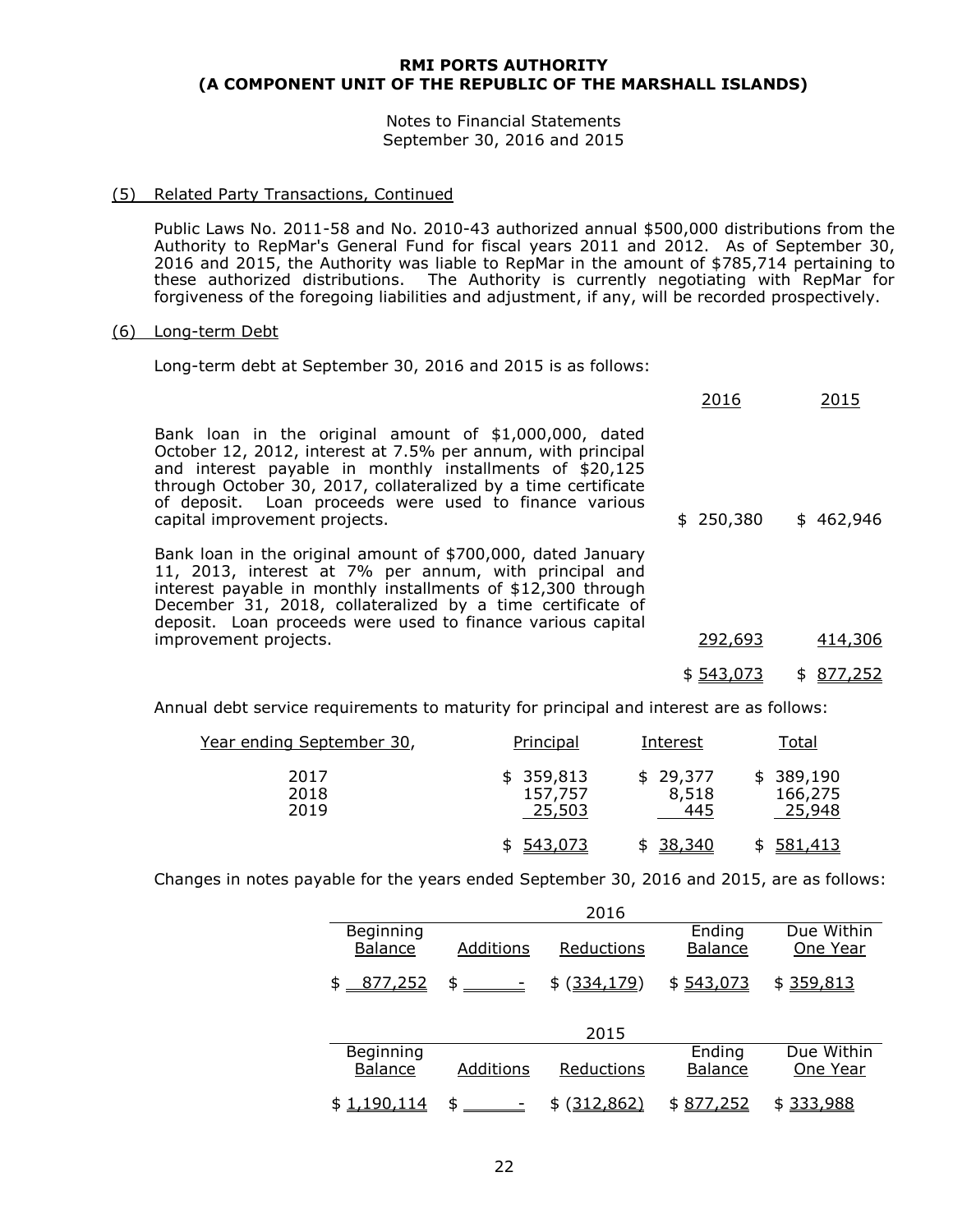**RMI PORTS AUTHORITY**
**(A COMPONENT UNIT OF THE REPUBLIC OF THE MARSHALL ISLANDS)**

Notes to Financial Statements
September 30, 2016 and 2015

## (5) Related Party Transactions, Continued

Public Laws No. 2011-58 and No. 2010-43 authorized annual $500,000 distributions from the Authority to RepMar's General Fund for fiscal years 2011 and 2012. As of September 30, 2016 and 2015, the Authority was liable to RepMar in the amount of $785,714 pertaining to these authorized distributions. The Authority is currently negotiating with RepMar for forgiveness of the foregoing liabilities and adjustment, if any, will be recorded prospectively.

## (6) Long-term Debt

Long-term debt at September 30, 2016 and 2015 is as follows:

| | 2016 | 2015 |
|---|---|---|
| Bank loan in the original amount of $1,000,000, dated October 12, 2012, interest at 7.5% per annum, with principal and interest payable in monthly installments of $20,125 through October 30, 2017, collateralized by a time certificate of deposit. Loan proceeds were used to finance various capital improvement projects. | $ 250,380 | $ 462,946 |
| Bank loan in the original amount of $700,000, dated January 11, 2013, interest at 7% per annum, with principal and interest payable in monthly installments of $12,300 through December 31, 2018, collateralized by a time certificate of deposit. Loan proceeds were used to finance various capital improvement projects. | 292,693 | 414,306 |
| | $ 543,073 | $ 877,252 |

Annual debt service requirements to maturity for principal and interest are as follows:

| Year ending September 30, | Principal | Interest | Total |
|---|---|---|---|
| 2017 | $ 359,813 | $ 29,377 | $ 389,190 |
| 2018 | 157,757 | 8,518 | 166,275 |
| 2019 | 25,503 | 445 | 25,948 |
| | $ 543,073 | $ 38,340 | $ 581,413 |

Changes in notes payable for the years ended September 30, 2016 and 2015, are as follows:

| 2016 | | | | |
|---|---|---|---|---|
| Beginning Balance | Additions | Reductions | Ending Balance | Due Within One Year |
| $ 877,252 | $ - | $ (334,179) | $ 543,073 | $ 359,813 |

| 2015 | | | | |
|---|---|---|---|---|
| Beginning Balance | Additions | Reductions | Ending Balance | Due Within One Year |
| $ 1,190,114 | $ - | $ (312,862) | $ 877,252 | $ 333,988 |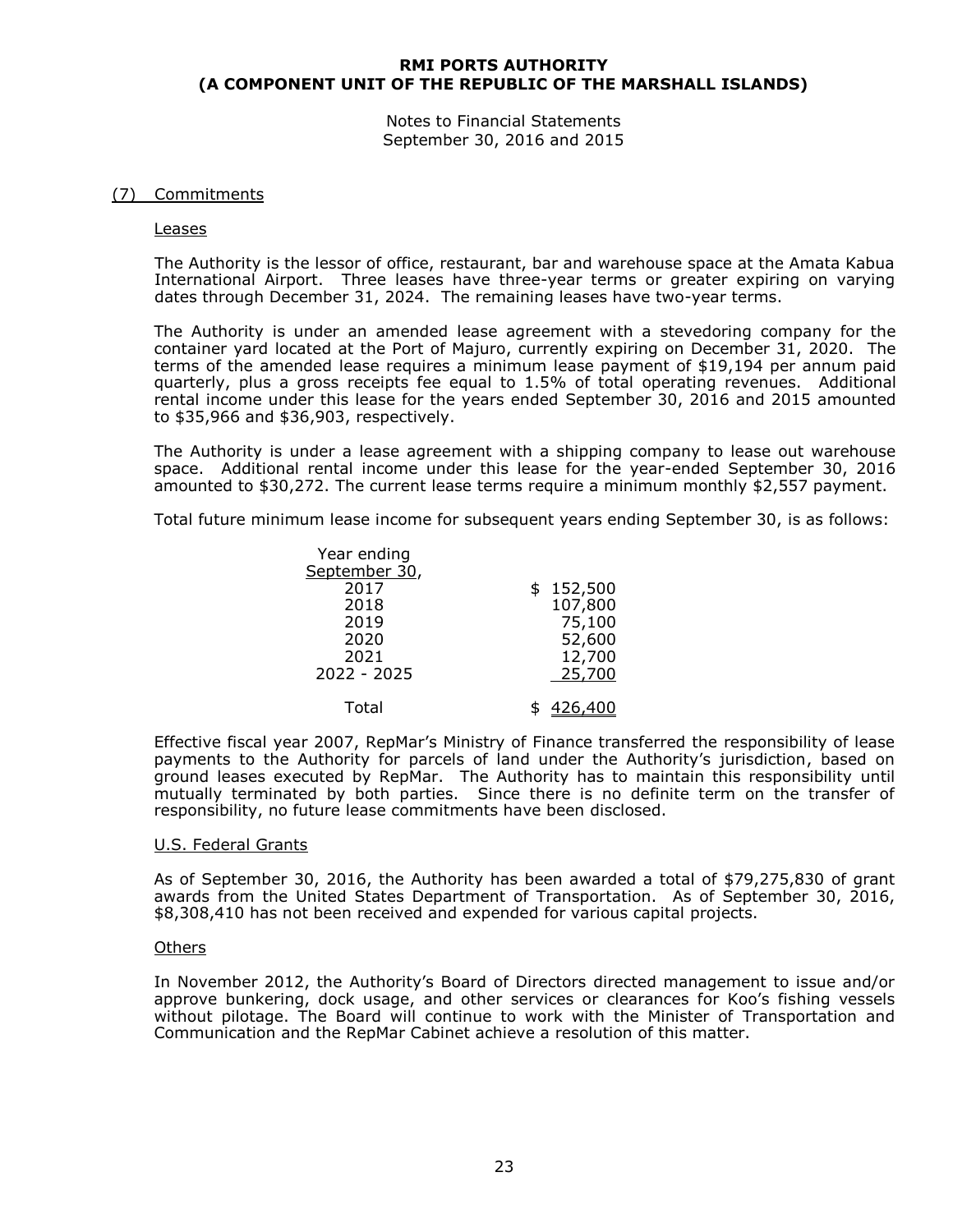## (7) Commitments

### Leases

The Authority is the lessor of office, restaurant, bar and warehouse space at the Amata Kabua International Airport. Three leases have three-year terms or greater expiring on varying dates through December 31, 2024. The remaining leases have two-year terms.

The Authority is under an amended lease agreement with a stevedoring company for the container yard located at the Port of Majuro, currently expiring on December 31, 2020. The terms of the amended lease requires a minimum lease payment of $19,194 per annum paid quarterly, plus a gross receipts fee equal to 1.5% of total operating revenues. Additional rental income under this lease for the years ended September 30, 2016 and 2015 amounted to $35,966 and $36,903, respectively.

The Authority is under a lease agreement with a shipping company to lease out warehouse space. Additional rental income under this lease for the year-ended September 30, 2016 amounted to $30,272. The current lease terms require a minimum monthly $2,557 payment.

Total future minimum lease income for subsequent years ending September 30, is as follows:

| Year ending September 30, | |
|---|---|
| 2017 | $ 152,500 |
| 2018 | 107,800 |
| 2019 | 75,100 |
| 2020 | 52,600 |
| 2021 | 12,700 |
| 2022 - 2025 | 25,700 |
| Total | $ 426,400 |

Effective fiscal year 2007, RepMar's Ministry of Finance transferred the responsibility of lease payments to the Authority for parcels of land under the Authority's jurisdiction, based on ground leases executed by RepMar. The Authority has to maintain this responsibility until mutually terminated by both parties. Since there is no definite term on the transfer of responsibility, no future lease commitments have been disclosed.

### U.S. Federal Grants

As of September 30, 2016, the Authority has been awarded a total of $79,275,830 of grant awards from the United States Department of Transportation. As of September 30, 2016, $8,308,410 has not been received and expended for various capital projects.

### Others

In November 2012, the Authority's Board of Directors directed management to issue and/or approve bunkering, dock usage, and other services or clearances for Koo's fishing vessels without pilotage. The Board will continue to work with the Minister of Transportation and Communication and the RepMar Cabinet achieve a resolution of this matter.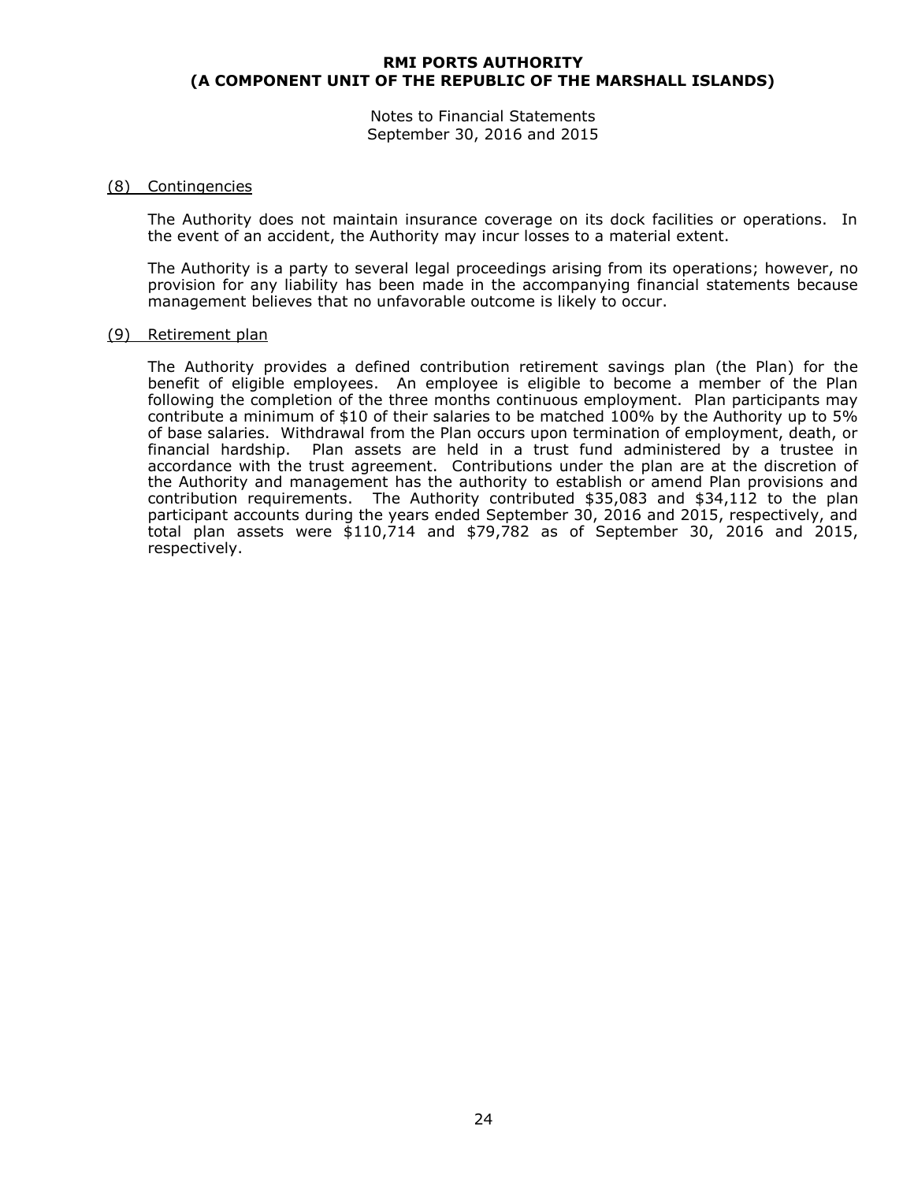# RMI PORTS AUTHORITY
# (A COMPONENT UNIT OF THE REPUBLIC OF THE MARSHALL ISLANDS)

Notes to Financial Statements
September 30, 2016 and 2015

## (8) Contingencies

The Authority does not maintain insurance coverage on its dock facilities or operations. In the event of an accident, the Authority may incur losses to a material extent.

The Authority is a party to several legal proceedings arising from its operations; however, no provision for any liability has been made in the accompanying financial statements because management believes that no unfavorable outcome is likely to occur.

## (9) Retirement plan

The Authority provides a defined contribution retirement savings plan (the Plan) for the benefit of eligible employees. An employee is eligible to become a member of the Plan following the completion of the three months continuous employment. Plan participants may contribute a minimum of $10 of their salaries to be matched 100% by the Authority up to 5% of base salaries. Withdrawal from the Plan occurs upon termination of employment, death, or financial hardship. Plan assets are held in a trust fund administered by a trustee in accordance with the trust agreement. Contributions under the plan are at the discretion of the Authority and management has the authority to establish or amend Plan provisions and contribution requirements. The Authority contributed $35,083 and $34,112 to the plan participant accounts during the years ended September 30, 2016 and 2015, respectively, and total plan assets were $110,714 and $79,782 as of September 30, 2016 and 2015, respectively.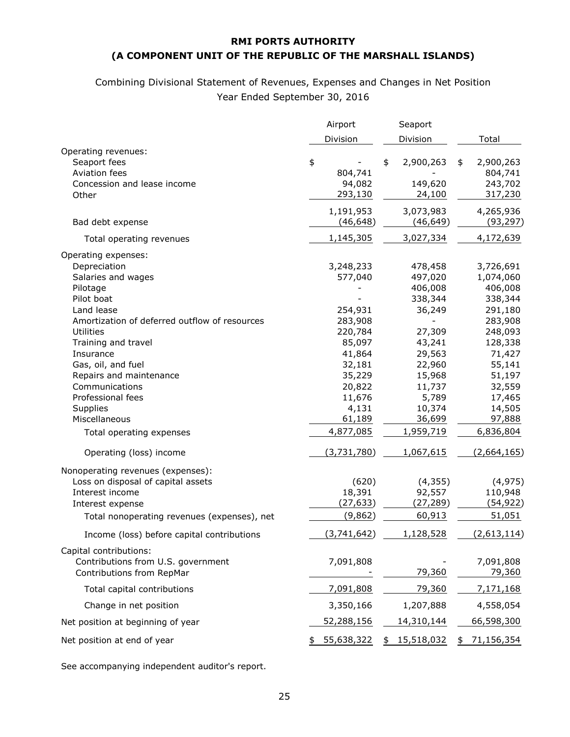# RMI PORTS AUTHORITY
# (A COMPONENT UNIT OF THE REPUBLIC OF THE MARSHALL ISLANDS)

Combining Divisional Statement of Revenues, Expenses and Changes in Net Position
Year Ended September 30, 2016

| | Airport Division | Seaport Division | Total |
|---|---|---|---|
| Operating revenues: | | | |
| Seaport fees | $ - | $ 2,900,263 | $ 2,900,263 |
| Aviation fees | 804,741 | - | 804,741 |
| Concession and lease income | 94,082 | 149,620 | 243,702 |
| Other | 293,130 | 24,100 | 317,230 |
| | 1,191,953 | 3,073,983 | 4,265,936 |
| Bad debt expense | (46,648) | (46,649) | (93,297) |
| Total operating revenues | 1,145,305 | 3,027,334 | 4,172,639 |
| Operating expenses: | | | |
| Depreciation | 3,248,233 | 478,458 | 3,726,691 |
| Salaries and wages | 577,040 | 497,020 | 1,074,060 |
| Pilotage | - | 406,008 | 406,008 |
| Pilot boat | - | 338,344 | 338,344 |
| Land lease | 254,931 | 36,249 | 291,180 |
| Amortization of deferred outflow of resources | 283,908 | - | 283,908 |
| Utilities | 220,784 | 27,309 | 248,093 |
| Training and travel | 85,097 | 43,241 | 128,338 |
| Insurance | 41,864 | 29,563 | 71,427 |
| Gas, oil, and fuel | 32,181 | 22,960 | 55,141 |
| Repairs and maintenance | 35,229 | 15,968 | 51,197 |
| Communications | 20,822 | 11,737 | 32,559 |
| Professional fees | 11,676 | 5,789 | 17,465 |
| Supplies | 4,131 | 10,374 | 14,505 |
| Miscellaneous | 61,189 | 36,699 | 97,888 |
| Total operating expenses | 4,877,085 | 1,959,719 | 6,836,804 |
| Operating (loss) income | (3,731,780) | 1,067,615 | (2,664,165) |
| Nonoperating revenues (expenses): | | | |
| Loss on disposal of capital assets | (620) | (4,355) | (4,975) |
| Interest income | 18,391 | 92,557 | 110,948 |
| Interest expense | (27,633) | (27,289) | (54,922) |
| Total nonoperating revenues (expenses), net | (9,862) | 60,913 | 51,051 |
| Income (loss) before capital contributions | (3,741,642) | 1,128,528 | (2,613,114) |
| Capital contributions: | | | |
| Contributions from U.S. government | 7,091,808 | - | 7,091,808 |
| Contributions from RepMar | - | 79,360 | 79,360 |
| Total capital contributions | 7,091,808 | 79,360 | 7,171,168 |
| Change in net position | 3,350,166 | 1,207,888 | 4,558,054 |
| Net position at beginning of year | 52,288,156 | 14,310,144 | 66,598,300 |
| Net position at end of year | $ 55,638,322 | $ 15,518,032 | $ 71,156,354 |

See accompanying independent auditor's report.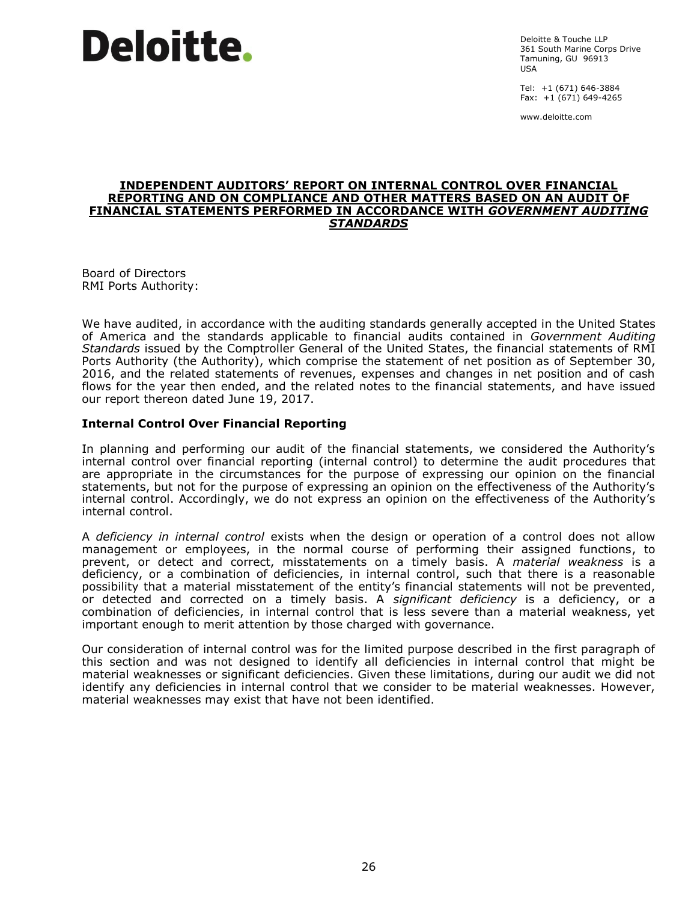**Deloitte.**

Deloitte & Touche LLP
361 South Marine Corps Drive
Tamuning, GU 96913
USA

Tel: +1 (671) 646-3884
Fax: +1 (671) 649-4265

www.deloitte.com

# INDEPENDENT AUDITORS' REPORT ON INTERNAL CONTROL OVER FINANCIAL REPORTING AND ON COMPLIANCE AND OTHER MATTERS BASED ON AN AUDIT OF FINANCIAL STATEMENTS PERFORMED IN ACCORDANCE WITH *GOVERNMENT AUDITING STANDARDS*

Board of Directors
RMI Ports Authority:

We have audited, in accordance with the auditing standards generally accepted in the United States of America and the standards applicable to financial audits contained in *Government Auditing Standards* issued by the Comptroller General of the United States, the financial statements of RMI Ports Authority (the Authority), which comprise the statement of net position as of September 30, 2016, and the related statements of revenues, expenses and changes in net position and of cash flows for the year then ended, and the related notes to the financial statements, and have issued our report thereon dated June 19, 2017.

## Internal Control Over Financial Reporting

In planning and performing our audit of the financial statements, we considered the Authority's internal control over financial reporting (internal control) to determine the audit procedures that are appropriate in the circumstances for the purpose of expressing our opinion on the financial statements, but not for the purpose of expressing an opinion on the effectiveness of the Authority's internal control. Accordingly, we do not express an opinion on the effectiveness of the Authority's internal control.

A *deficiency in internal control* exists when the design or operation of a control does not allow management or employees, in the normal course of performing their assigned functions, to prevent, or detect and correct, misstatements on a timely basis. A *material weakness* is a deficiency, or a combination of deficiencies, in internal control, such that there is a reasonable possibility that a material misstatement of the entity's financial statements will not be prevented, or detected and corrected on a timely basis. A *significant deficiency* is a deficiency, or a combination of deficiencies, in internal control that is less severe than a material weakness, yet important enough to merit attention by those charged with governance.

Our consideration of internal control was for the limited purpose described in the first paragraph of this section and was not designed to identify all deficiencies in internal control that might be material weaknesses or significant deficiencies. Given these limitations, during our audit we did not identify any deficiencies in internal control that we consider to be material weaknesses. However, material weaknesses may exist that have not been identified.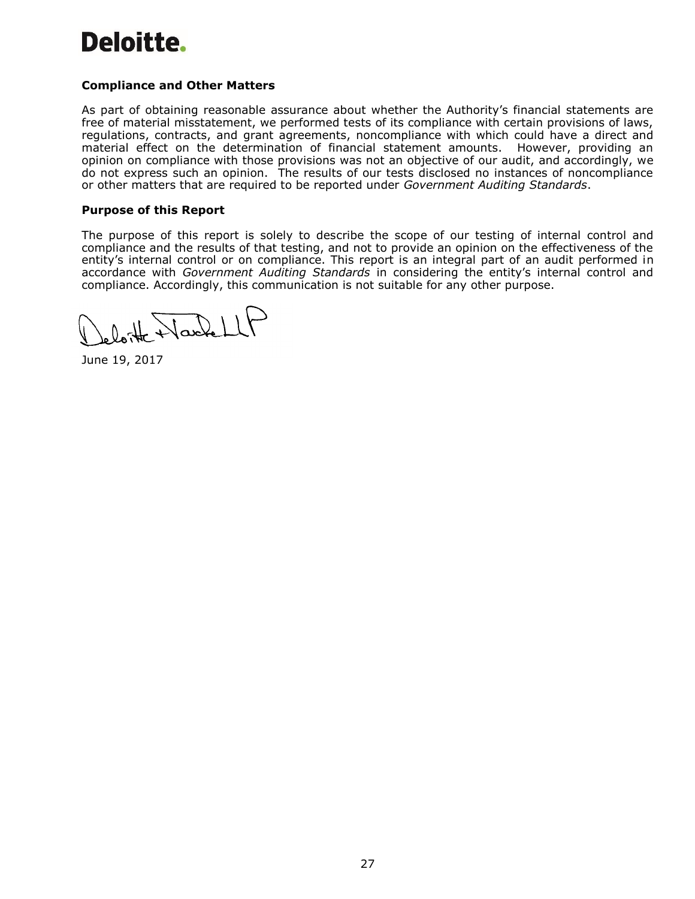## Compliance and Other Matters

As part of obtaining reasonable assurance about whether the Authority's financial statements are free of material misstatement, we performed tests of its compliance with certain provisions of laws, regulations, contracts, and grant agreements, noncompliance with which could have a direct and material effect on the determination of financial statement amounts. However, providing an opinion on compliance with those provisions was not an objective of our audit, and accordingly, we do not express such an opinion. The results of our tests disclosed no instances of noncompliance or other matters that are required to be reported under *Government Auditing Standards*.

## Purpose of this Report

The purpose of this report is solely to describe the scope of our testing of internal control and compliance and the results of that testing, and not to provide an opinion on the effectiveness of the entity's internal control or on compliance. This report is an integral part of an audit performed in accordance with *Government Auditing Standards* in considering the entity's internal control and compliance. Accordingly, this communication is not suitable for any other purpose.

Deloitte & Touche LLP

June 19, 2017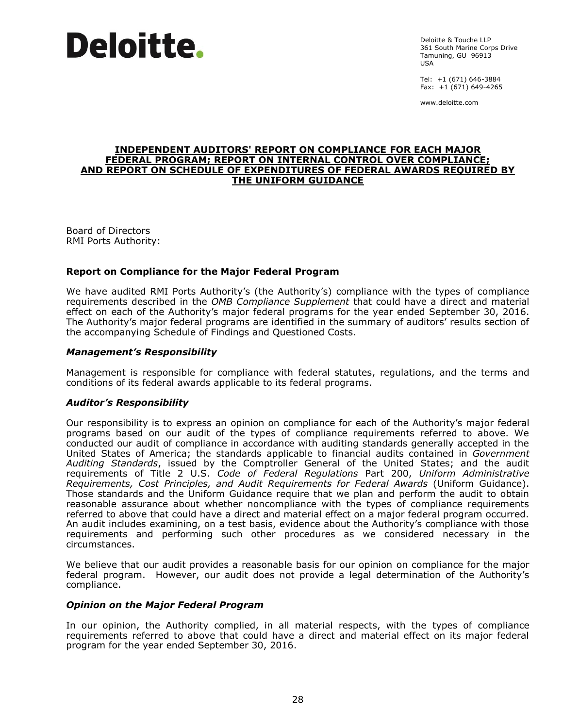**Deloitte.**

Deloitte & Touche LLP
361 South Marine Corps Drive
Tamuning, GU 96913
USA

Tel: +1 (671) 646-3884
Fax: +1 (671) 649-4265

www.deloitte.com

# INDEPENDENT AUDITORS' REPORT ON COMPLIANCE FOR EACH MAJOR FEDERAL PROGRAM; REPORT ON INTERNAL CONTROL OVER COMPLIANCE; AND REPORT ON SCHEDULE OF EXPENDITURES OF FEDERAL AWARDS REQUIRED BY THE UNIFORM GUIDANCE

Board of Directors
RMI Ports Authority:

## Report on Compliance for the Major Federal Program

We have audited RMI Ports Authority's (the Authority's) compliance with the types of compliance requirements described in the *OMB Compliance Supplement* that could have a direct and material effect on each of the Authority's major federal programs for the year ended September 30, 2016. The Authority's major federal programs are identified in the summary of auditors' results section of the accompanying Schedule of Findings and Questioned Costs.

### *Management's Responsibility*

Management is responsible for compliance with federal statutes, regulations, and the terms and conditions of its federal awards applicable to its federal programs.

### *Auditor's Responsibility*

Our responsibility is to express an opinion on compliance for each of the Authority's major federal programs based on our audit of the types of compliance requirements referred to above. We conducted our audit of compliance in accordance with auditing standards generally accepted in the United States of America; the standards applicable to financial audits contained in *Government Auditing Standards*, issued by the Comptroller General of the United States; and the audit requirements of Title 2 U.S. *Code of Federal Regulations* Part 200, *Uniform Administrative Requirements, Cost Principles, and Audit Requirements for Federal Awards* (Uniform Guidance). Those standards and the Uniform Guidance require that we plan and perform the audit to obtain reasonable assurance about whether noncompliance with the types of compliance requirements referred to above that could have a direct and material effect on a major federal program occurred. An audit includes examining, on a test basis, evidence about the Authority's compliance with those requirements and performing such other procedures as we considered necessary in the circumstances.

We believe that our audit provides a reasonable basis for our opinion on compliance for the major federal program. However, our audit does not provide a legal determination of the Authority's compliance.

### *Opinion on the Major Federal Program*

In our opinion, the Authority complied, in all material respects, with the types of compliance requirements referred to above that could have a direct and material effect on its major federal program for the year ended September 30, 2016.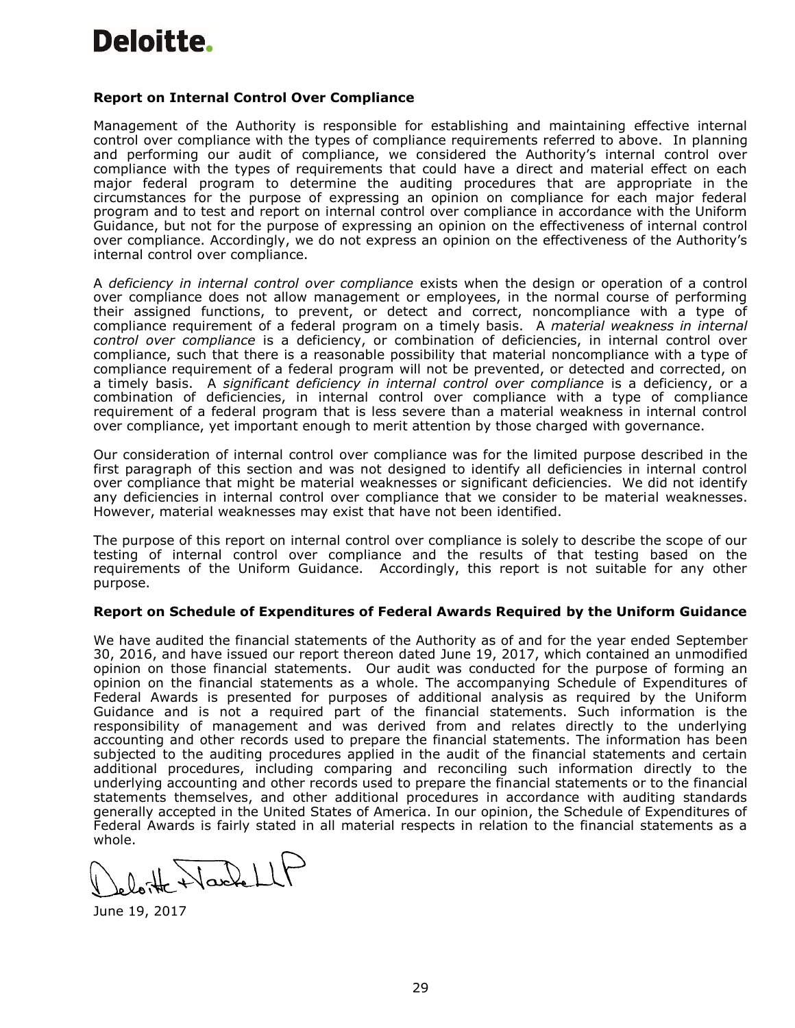# Deloitte.

**Report on Internal Control Over Compliance**

Management of the Authority is responsible for establishing and maintaining effective internal control over compliance with the types of compliance requirements referred to above. In planning and performing our audit of compliance, we considered the Authority's internal control over compliance with the types of requirements that could have a direct and material effect on each major federal program to determine the auditing procedures that are appropriate in the circumstances for the purpose of expressing an opinion on compliance for each major federal program and to test and report on internal control over compliance in accordance with the Uniform Guidance, but not for the purpose of expressing an opinion on the effectiveness of internal control over compliance. Accordingly, we do not express an opinion on the effectiveness of the Authority's internal control over compliance.

A *deficiency in internal control over compliance* exists when the design or operation of a control over compliance does not allow management or employees, in the normal course of performing their assigned functions, to prevent, or detect and correct, noncompliance with a type of compliance requirement of a federal program on a timely basis. A *material weakness in internal control over compliance* is a deficiency, or combination of deficiencies, in internal control over compliance, such that there is a reasonable possibility that material noncompliance with a type of compliance requirement of a federal program will not be prevented, or detected and corrected, on a timely basis. A *significant deficiency in internal control over compliance* is a deficiency, or a combination of deficiencies, in internal control over compliance with a type of compliance requirement of a federal program that is less severe than a material weakness in internal control over compliance, yet important enough to merit attention by those charged with governance.

Our consideration of internal control over compliance was for the limited purpose described in the first paragraph of this section and was not designed to identify all deficiencies in internal control over compliance that might be material weaknesses or significant deficiencies. We did not identify any deficiencies in internal control over compliance that we consider to be material weaknesses. However, material weaknesses may exist that have not been identified.

The purpose of this report on internal control over compliance is solely to describe the scope of our testing of internal control over compliance and the results of that testing based on the requirements of the Uniform Guidance. Accordingly, this report is not suitable for any other purpose.

**Report on Schedule of Expenditures of Federal Awards Required by the Uniform Guidance**

We have audited the financial statements of the Authority as of and for the year ended September 30, 2016, and have issued our report thereon dated June 19, 2017, which contained an unmodified opinion on those financial statements. Our audit was conducted for the purpose of forming an opinion on the financial statements as a whole. The accompanying Schedule of Expenditures of Federal Awards is presented for purposes of additional analysis as required by the Uniform Guidance and is not a required part of the financial statements. Such information is the responsibility of management and was derived from and relates directly to the underlying accounting and other records used to prepare the financial statements. The information has been subjected to the auditing procedures applied in the audit of the financial statements and certain additional procedures, including comparing and reconciling such information directly to the underlying accounting and other records used to prepare the financial statements or to the financial statements themselves, and other additional procedures in accordance with auditing standards generally accepted in the United States of America. In our opinion, the Schedule of Expenditures of Federal Awards is fairly stated in all material respects in relation to the financial statements as a whole.

Deloitte & Touche LLP

June 19, 2017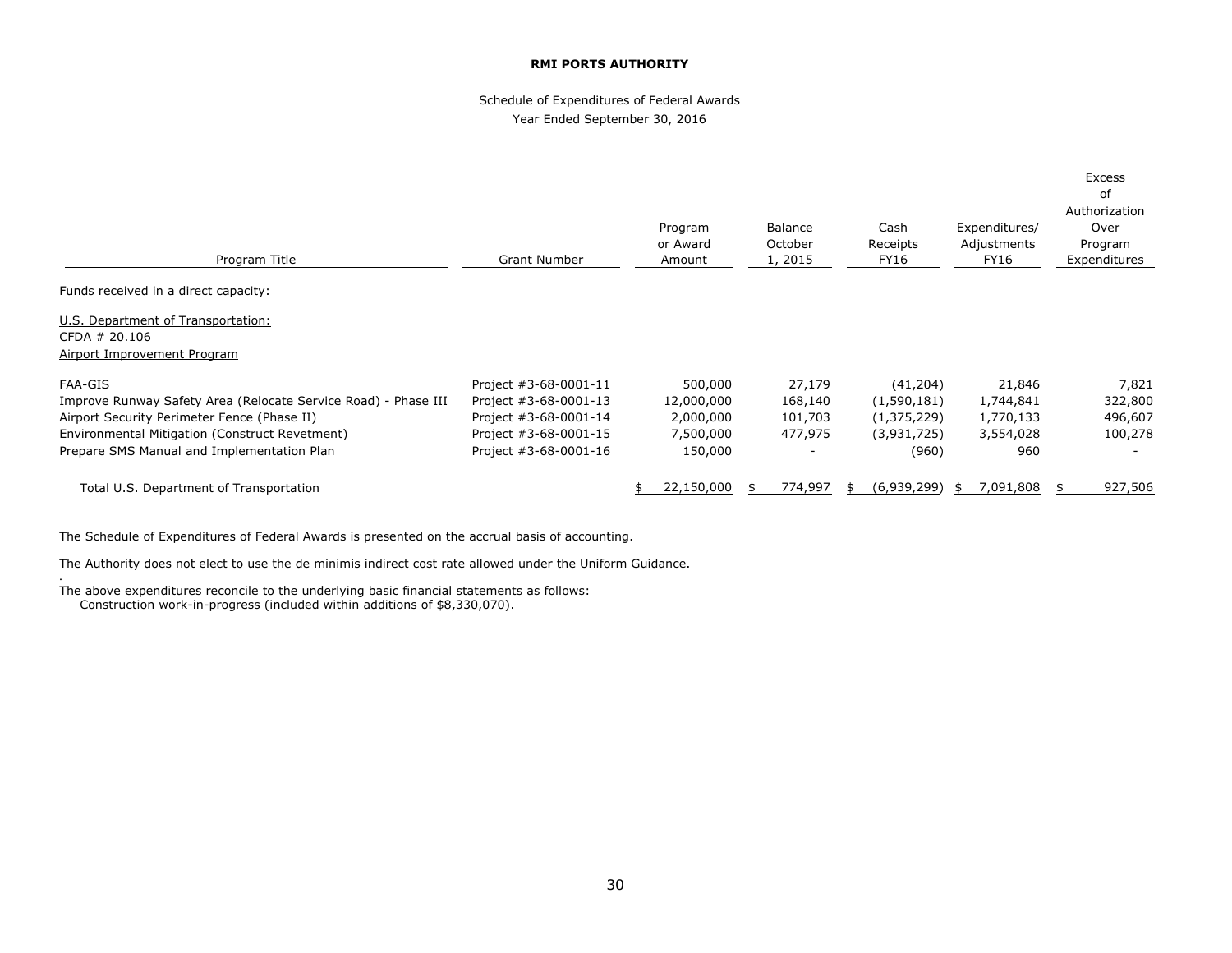**RMI PORTS AUTHORITY**

Schedule of Expenditures of Federal Awards
Year Ended September 30, 2016

| Program Title | Grant Number | Program or Award Amount | Balance October 1, 2015 | Cash Receipts FY16 | Expenditures/ Adjustments FY16 | Excess of Authorization Over Program Expenditures |
|---|---|---|---|---|---|---|
| Funds received in a direct capacity: | | | | | | |
| U.S. Department of Transportation: | | | | | | |
| CFDA # 20.106 | | | | | | |
| Airport Improvement Program | | | | | | |
| FAA-GIS | Project #3-68-0001-11 | 500,000 | 27,179 | (41,204) | 21,846 | 7,821 |
| Improve Runway Safety Area (Relocate Service Road) - Phase III | Project #3-68-0001-13 | 12,000,000 | 168,140 | (1,590,181) | 1,744,841 | 322,800 |
| Airport Security Perimeter Fence (Phase II) | Project #3-68-0001-14 | 2,000,000 | 101,703 | (1,375,229) | 1,770,133 | 496,607 |
| Environmental Mitigation (Construct Revetment) | Project #3-68-0001-15 | 7,500,000 | 477,975 | (3,931,725) | 3,554,028 | 100,278 |
| Prepare SMS Manual and Implementation Plan | Project #3-68-0001-16 | 150,000 | - | (960) | 960 | - |
| Total U.S. Department of Transportation | | $ 22,150,000 | $ 774,997 | $ (6,939,299) | $ 7,091,808 | $ 927,506 |

The Schedule of Expenditures of Federal Awards is presented on the accrual basis of accounting.

The Authority does not elect to use the de minimis indirect cost rate allowed under the Uniform Guidance.

The above expenditures reconcile to the underlying basic financial statements as follows:
Construction work-in-progress (included within additions of $8,330,070).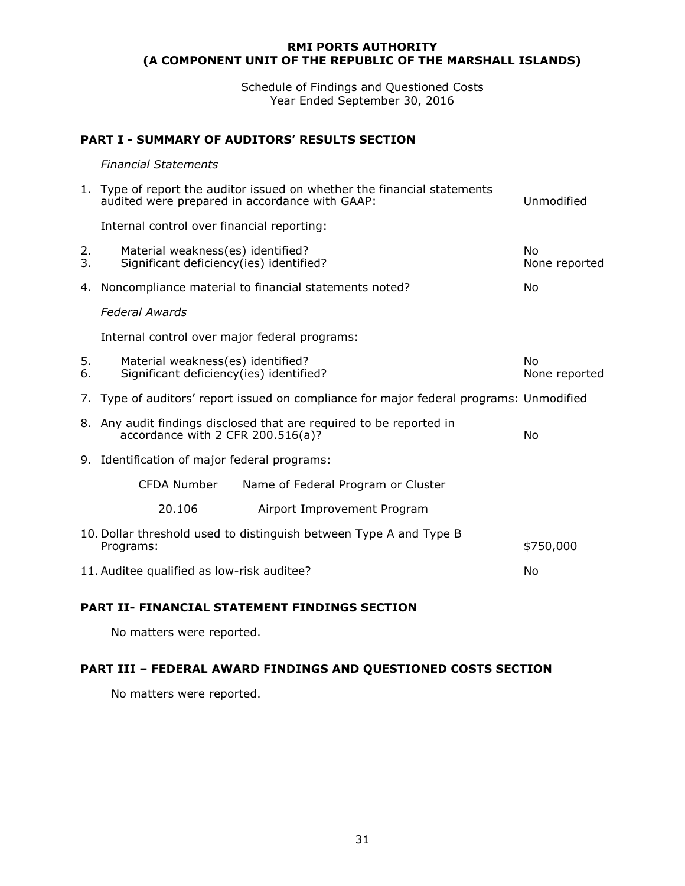**RMI PORTS AUTHORITY**
**(A COMPONENT UNIT OF THE REPUBLIC OF THE MARSHALL ISLANDS)**

Schedule of Findings and Questioned Costs
Year Ended September 30, 2016

## PART I - SUMMARY OF AUDITORS' RESULTS SECTION

*Financial Statements*

1. Type of report the auditor issued on whether the financial statements audited were prepared in accordance with GAAP: Unmodified

Internal control over financial reporting:

2. Material weakness(es) identified? No
3. Significant deficiency(ies) identified? None reported

4. Noncompliance material to financial statements noted? No

*Federal Awards*

Internal control over major federal programs:

5. Material weakness(es) identified? No
6. Significant deficiency(ies) identified? None reported

7. Type of auditors' report issued on compliance for major federal programs: Unmodified

8. Any audit findings disclosed that are required to be reported in accordance with 2 CFR 200.516(a)? No

9. Identification of major federal programs:

| CFDA Number | Name of Federal Program or Cluster |
|---|---|
| 20.106 | Airport Improvement Program |

10. Dollar threshold used to distinguish between Type A and Type B Programs: $750,000

11. Auditee qualified as low-risk auditee? No

## PART II- FINANCIAL STATEMENT FINDINGS SECTION

No matters were reported.

## PART III – FEDERAL AWARD FINDINGS AND QUESTIONED COSTS SECTION

No matters were reported.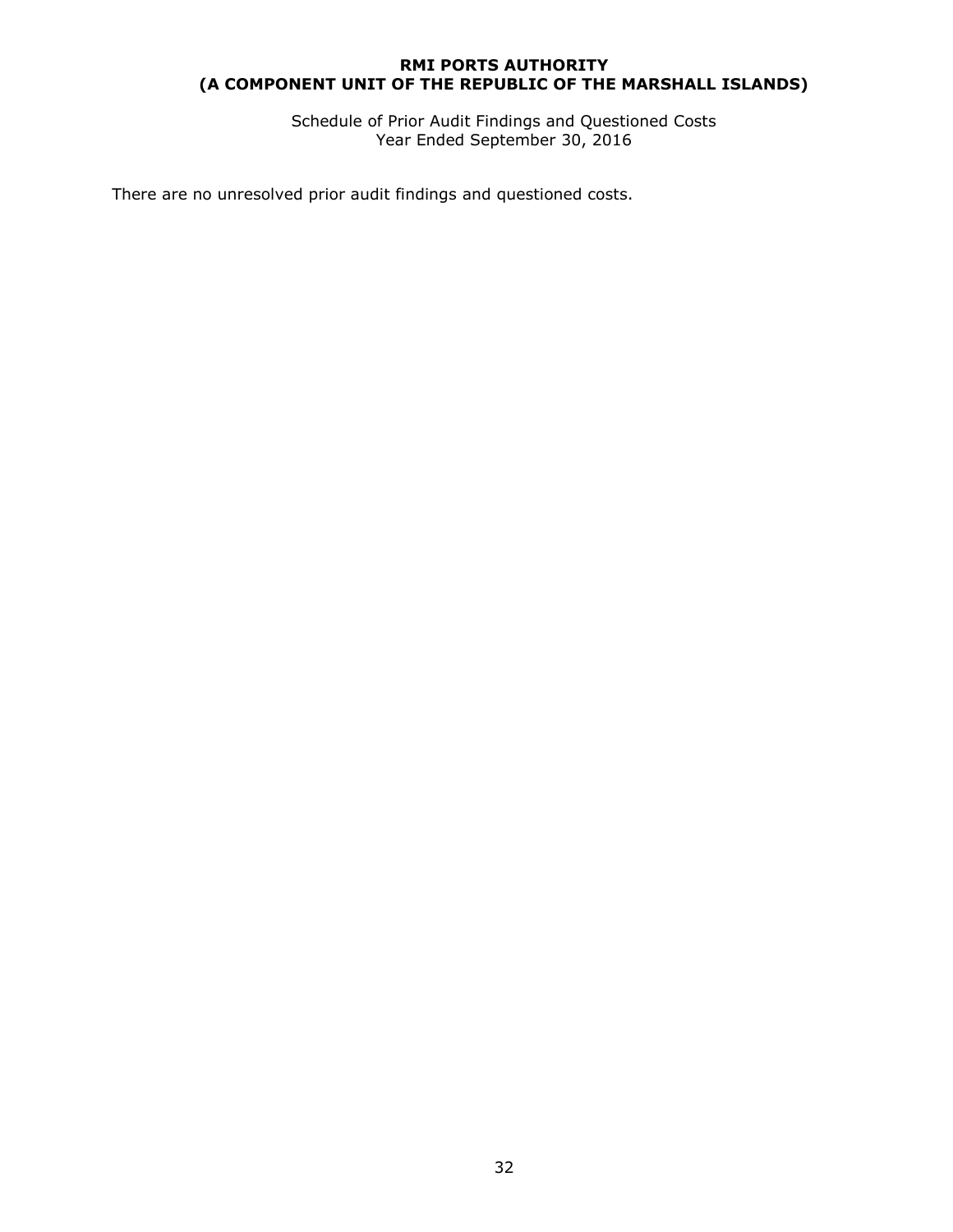**RMI PORTS AUTHORITY**
**(A COMPONENT UNIT OF THE REPUBLIC OF THE MARSHALL ISLANDS)**

Schedule of Prior Audit Findings and Questioned Costs
Year Ended September 30, 2016

There are no unresolved prior audit findings and questioned costs.